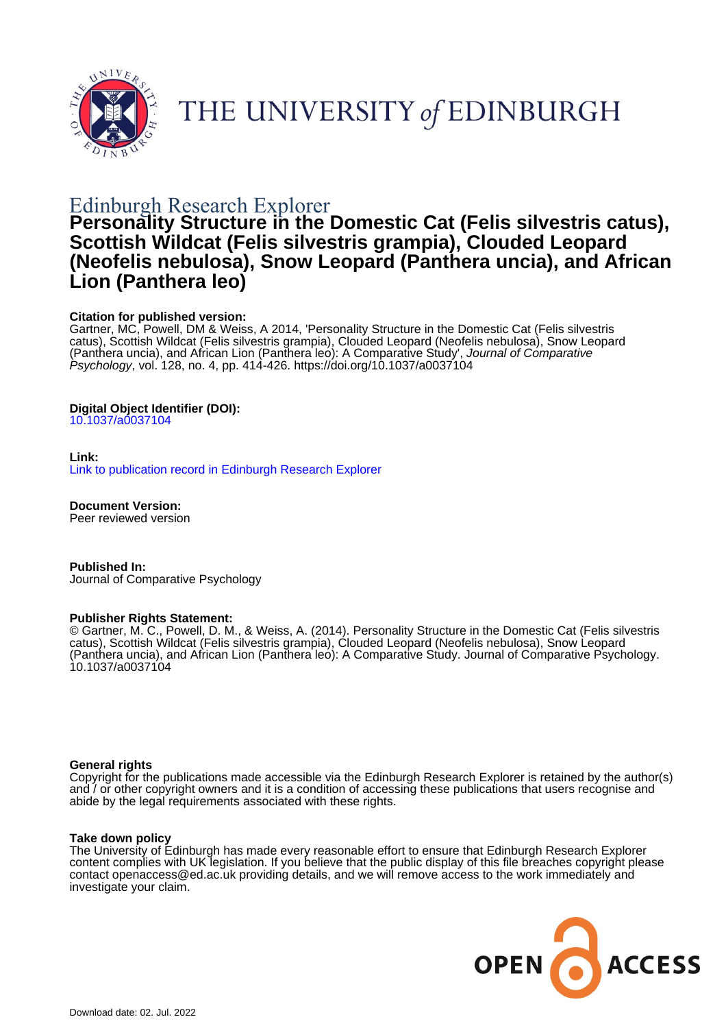THE UNIVERSITY *of* EDINBURGH

Edinburgh Research Explorer

# Personality Structure in the Domestic Cat (Felis silvestris catus), Scottish Wildcat (Felis silvestris grampia), Clouded Leopard (Neofelis nebulosa), Snow Leopard (Panthera uncia), and African Lion (Panthera leo)

**Citation for published version:**
Gartner, MC, Powell, DM & Weiss, A 2014, 'Personality Structure in the Domestic Cat (Felis silvestris catus), Scottish Wildcat (Felis silvestris grampia), Clouded Leopard (Neofelis nebulosa), Snow Leopard (Panthera uncia), and African Lion (Panthera leo): A Comparative Study', *Journal of Comparative Psychology*, vol. 128, no. 4, pp. 414-426. https://doi.org/10.1037/a0037104

**Digital Object Identifier (DOI):**
10.1037/a0037104

**Link:**
Link to publication record in Edinburgh Research Explorer

**Document Version:**
Peer reviewed version

**Published In:**
Journal of Comparative Psychology

**Publisher Rights Statement:**
© Gartner, M. C., Powell, D. M., & Weiss, A. (2014). Personality Structure in the Domestic Cat (Felis silvestris catus), Scottish Wildcat (Felis silvestris grampia), Clouded Leopard (Neofelis nebulosa), Snow Leopard (Panthera uncia), and African Lion (Panthera leo): A Comparative Study. Journal of Comparative Psychology. 10.1037/a0037104

**General rights**
Copyright for the publications made accessible via the Edinburgh Research Explorer is retained by the author(s) and / or other copyright owners and it is a condition of accessing these publications that users recognise and abide by the legal requirements associated with these rights.

**Take down policy**
The University of Edinburgh has made every reasonable effort to ensure that Edinburgh Research Explorer content complies with UK legislation. If you believe that the public display of this file breaches copyright please contact openaccess@ed.ac.uk providing details, and we will remove access to the work immediately and investigate your claim.

OPEN ACCESS

Download date: 02. Jul. 2022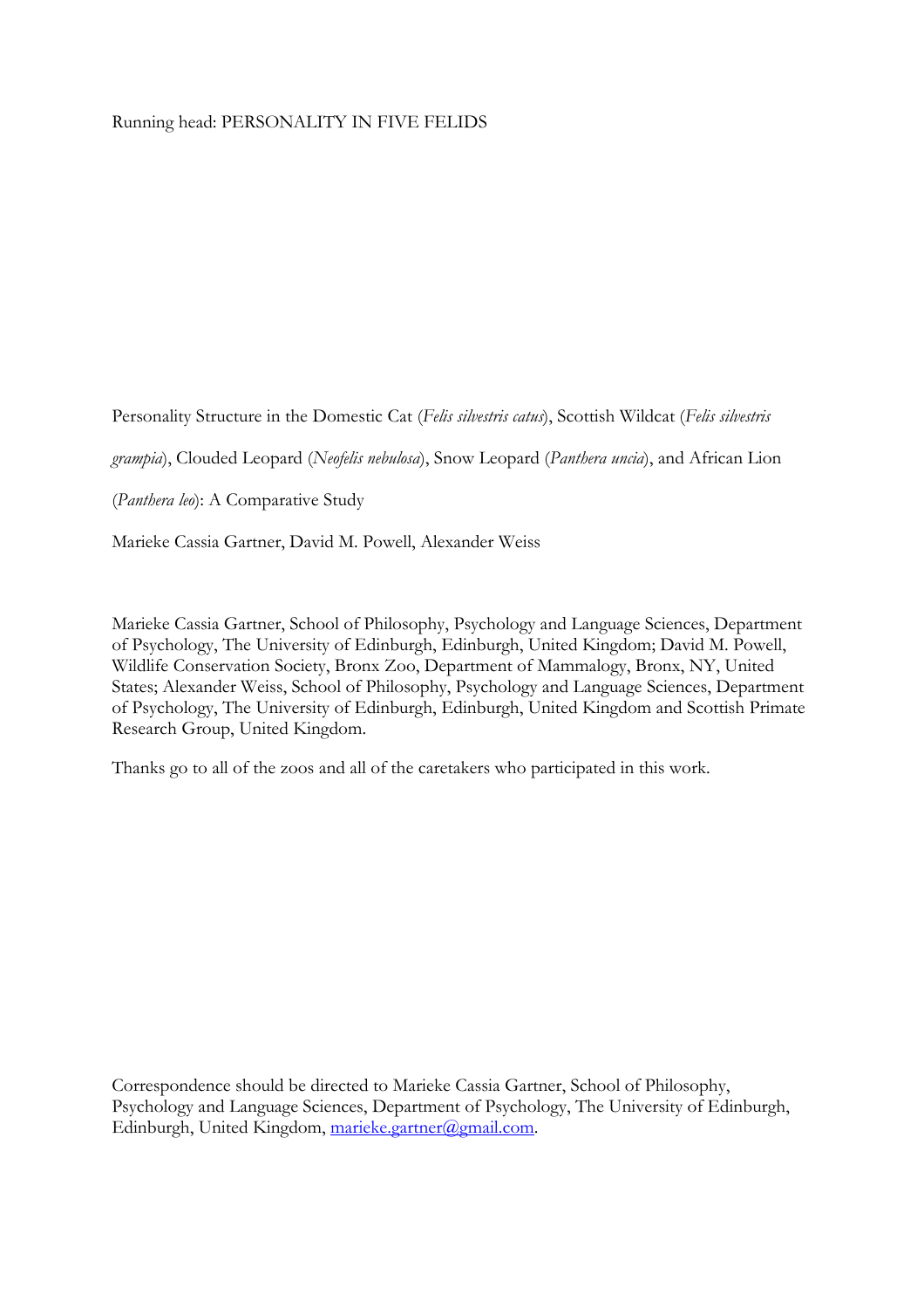Personality Structure in the Domestic Cat (*Felis silvestris catus*), Scottish Wildcat (*Felis silvestris grampia*), Clouded Leopard (*Neofelis nebulosa*), Snow Leopard (*Panthera uncia*), and African Lion (*Panthera leo*): A Comparative Study

Marieke Cassia Gartner, David M. Powell, Alexander Weiss

Marieke Cassia Gartner, School of Philosophy, Psychology and Language Sciences, Department of Psychology, The University of Edinburgh, Edinburgh, United Kingdom; David M. Powell, Wildlife Conservation Society, Bronx Zoo, Department of Mammalogy, Bronx, NY, United States; Alexander Weiss, School of Philosophy, Psychology and Language Sciences, Department of Psychology, The University of Edinburgh, Edinburgh, United Kingdom and Scottish Primate Research Group, United Kingdom.

Thanks go to all of the zoos and all of the caretakers who participated in this work.

Correspondence should be directed to Marieke Cassia Gartner, School of Philosophy, Psychology and Language Sciences, Department of Psychology, The University of Edinburgh, Edinburgh, United Kingdom, marieke.gartner@gmail.com.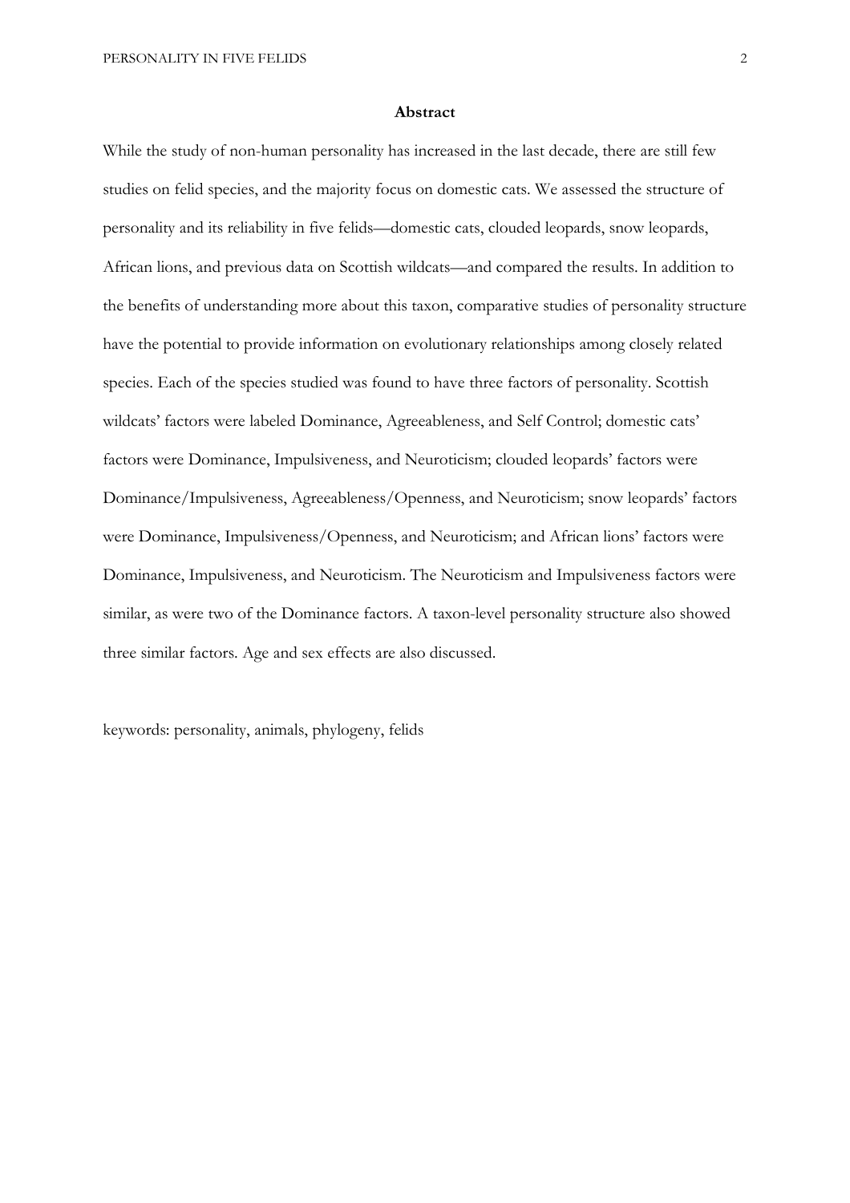## Abstract

While the study of non-human personality has increased in the last decade, there are still few studies on felid species, and the majority focus on domestic cats. We assessed the structure of personality and its reliability in five felids—domestic cats, clouded leopards, snow leopards, African lions, and previous data on Scottish wildcats—and compared the results. In addition to the benefits of understanding more about this taxon, comparative studies of personality structure have the potential to provide information on evolutionary relationships among closely related species. Each of the species studied was found to have three factors of personality. Scottish wildcats' factors were labeled Dominance, Agreeableness, and Self Control; domestic cats' factors were Dominance, Impulsiveness, and Neuroticism; clouded leopards' factors were Dominance/Impulsiveness, Agreeableness/Openness, and Neuroticism; snow leopards' factors were Dominance, Impulsiveness/Openness, and Neuroticism; and African lions' factors were Dominance, Impulsiveness, and Neuroticism. The Neuroticism and Impulsiveness factors were similar, as were two of the Dominance factors. A taxon-level personality structure also showed three similar factors. Age and sex effects are also discussed.

keywords: personality, animals, phylogeny, felids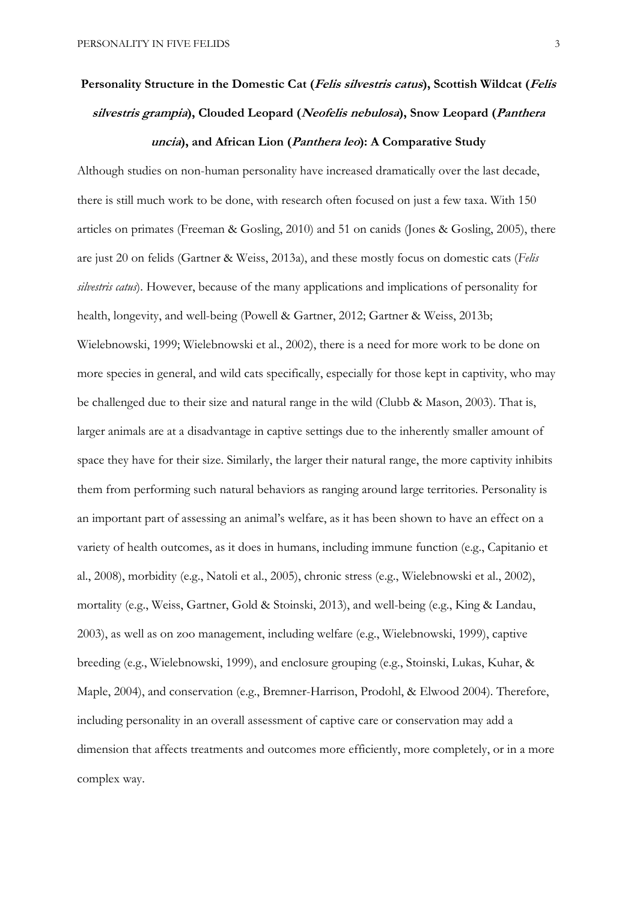# Personality Structure in the Domestic Cat (*Felis silvestris catus*), Scottish Wildcat (*Felis silvestris grampia*), Clouded Leopard (*Neofelis nebulosa*), Snow Leopard (*Panthera uncia*), and African Lion (*Panthera leo*): A Comparative Study

Although studies on non-human personality have increased dramatically over the last decade, there is still much work to be done, with research often focused on just a few taxa. With 150 articles on primates (Freeman & Gosling, 2010) and 51 on canids (Jones & Gosling, 2005), there are just 20 on felids (Gartner & Weiss, 2013a), and these mostly focus on domestic cats (*Felis silvestris catus*). However, because of the many applications and implications of personality for health, longevity, and well-being (Powell & Gartner, 2012; Gartner & Weiss, 2013b; Wielebnowski, 1999; Wielebnowski et al., 2002), there is a need for more work to be done on more species in general, and wild cats specifically, especially for those kept in captivity, who may be challenged due to their size and natural range in the wild (Clubb & Mason, 2003). That is, larger animals are at a disadvantage in captive settings due to the inherently smaller amount of space they have for their size. Similarly, the larger their natural range, the more captivity inhibits them from performing such natural behaviors as ranging around large territories. Personality is an important part of assessing an animal's welfare, as it has been shown to have an effect on a variety of health outcomes, as it does in humans, including immune function (e.g., Capitanio et al., 2008), morbidity (e.g., Natoli et al., 2005), chronic stress (e.g., Wielebnowski et al., 2002), mortality (e.g., Weiss, Gartner, Gold & Stoinski, 2013), and well-being (e.g., King & Landau, 2003), as well as on zoo management, including welfare (e.g., Wielebnowski, 1999), captive breeding (e.g., Wielebnowski, 1999), and enclosure grouping (e.g., Stoinski, Lukas, Kuhar, & Maple, 2004), and conservation (e.g., Bremner-Harrison, Prodohl, & Elwood 2004). Therefore, including personality in an overall assessment of captive care or conservation may add a dimension that affects treatments and outcomes more efficiently, more completely, or in a more complex way.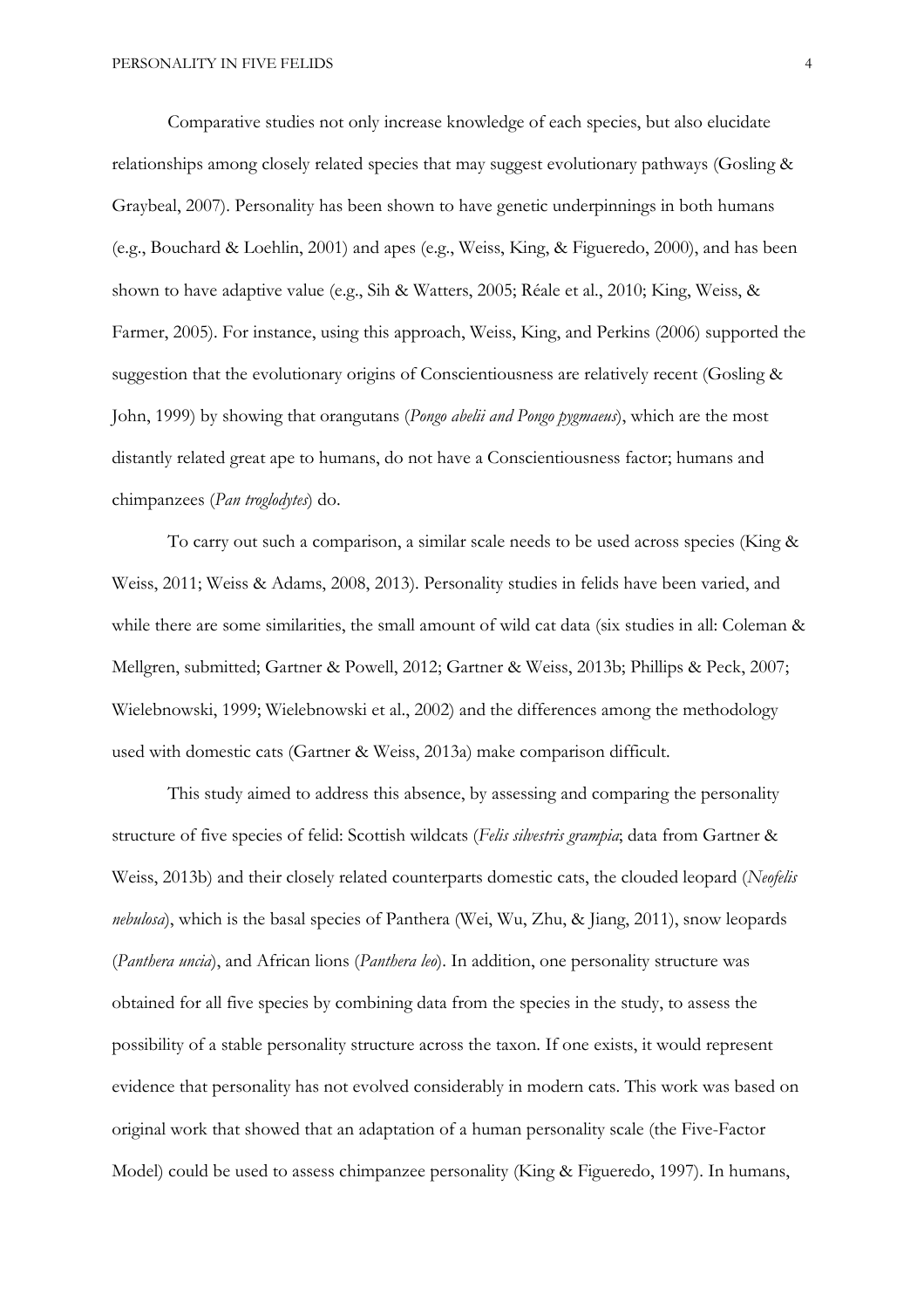Comparative studies not only increase knowledge of each species, but also elucidate relationships among closely related species that may suggest evolutionary pathways (Gosling & Graybeal, 2007). Personality has been shown to have genetic underpinnings in both humans (e.g., Bouchard & Loehlin, 2001) and apes (e.g., Weiss, King, & Figueredo, 2000), and has been shown to have adaptive value (e.g., Sih & Watters, 2005; Réale et al., 2010; King, Weiss, & Farmer, 2005). For instance, using this approach, Weiss, King, and Perkins (2006) supported the suggestion that the evolutionary origins of Conscientiousness are relatively recent (Gosling & John, 1999) by showing that orangutans (*Pongo abelii and Pongo pygmaeus*), which are the most distantly related great ape to humans, do not have a Conscientiousness factor; humans and chimpanzees (*Pan troglodytes*) do.

To carry out such a comparison, a similar scale needs to be used across species (King & Weiss, 2011; Weiss & Adams, 2008, 2013). Personality studies in felids have been varied, and while there are some similarities, the small amount of wild cat data (six studies in all: Coleman & Mellgren, submitted; Gartner & Powell, 2012; Gartner & Weiss, 2013b; Phillips & Peck, 2007; Wielebnowski, 1999; Wielebnowski et al., 2002) and the differences among the methodology used with domestic cats (Gartner & Weiss, 2013a) make comparison difficult.

This study aimed to address this absence, by assessing and comparing the personality structure of five species of felid: Scottish wildcats (*Felis silvestris grampia*; data from Gartner & Weiss, 2013b) and their closely related counterparts domestic cats, the clouded leopard (*Neofelis nebulosa*), which is the basal species of Panthera (Wei, Wu, Zhu, & Jiang, 2011), snow leopards (*Panthera uncia*), and African lions (*Panthera leo*). In addition, one personality structure was obtained for all five species by combining data from the species in the study, to assess the possibility of a stable personality structure across the taxon. If one exists, it would represent evidence that personality has not evolved considerably in modern cats. This work was based on original work that showed that an adaptation of a human personality scale (the Five-Factor Model) could be used to assess chimpanzee personality (King & Figueredo, 1997). In humans,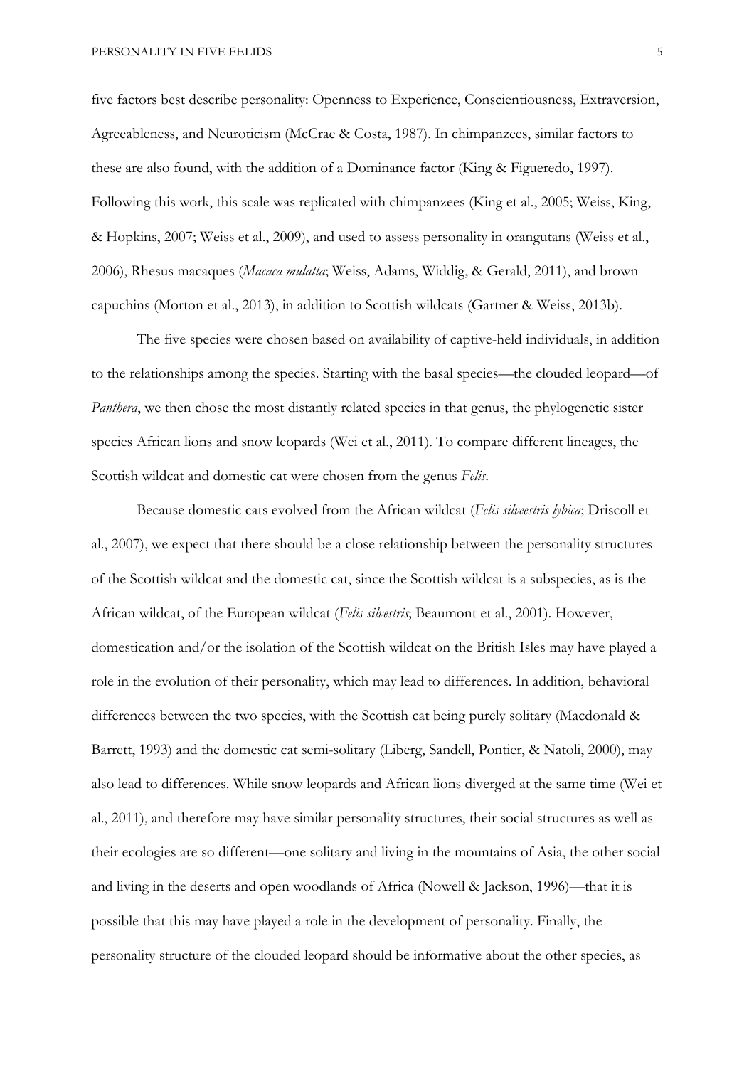five factors best describe personality: Openness to Experience, Conscientiousness, Extraversion, Agreeableness, and Neuroticism (McCrae & Costa, 1987). In chimpanzees, similar factors to these are also found, with the addition of a Dominance factor (King & Figueredo, 1997). Following this work, this scale was replicated with chimpanzees (King et al., 2005; Weiss, King, & Hopkins, 2007; Weiss et al., 2009), and used to assess personality in orangutans (Weiss et al., 2006), Rhesus macaques (*Macaca mulatta*; Weiss, Adams, Widdig, & Gerald, 2011), and brown capuchins (Morton et al., 2013), in addition to Scottish wildcats (Gartner & Weiss, 2013b).

The five species were chosen based on availability of captive-held individuals, in addition to the relationships among the species. Starting with the basal species—the clouded leopard—of *Panthera*, we then chose the most distantly related species in that genus, the phylogenetic sister species African lions and snow leopards (Wei et al., 2011). To compare different lineages, the Scottish wildcat and domestic cat were chosen from the genus *Felis*.

Because domestic cats evolved from the African wildcat (*Felis silveestris lybica*; Driscoll et al., 2007), we expect that there should be a close relationship between the personality structures of the Scottish wildcat and the domestic cat, since the Scottish wildcat is a subspecies, as is the African wildcat, of the European wildcat (*Felis silvestris*; Beaumont et al., 2001). However, domestication and/or the isolation of the Scottish wildcat on the British Isles may have played a role in the evolution of their personality, which may lead to differences. In addition, behavioral differences between the two species, with the Scottish cat being purely solitary (Macdonald & Barrett, 1993) and the domestic cat semi-solitary (Liberg, Sandell, Pontier, & Natoli, 2000), may also lead to differences. While snow leopards and African lions diverged at the same time (Wei et al., 2011), and therefore may have similar personality structures, their social structures as well as their ecologies are so different—one solitary and living in the mountains of Asia, the other social and living in the deserts and open woodlands of Africa (Nowell & Jackson, 1996)—that it is possible that this may have played a role in the development of personality. Finally, the personality structure of the clouded leopard should be informative about the other species, as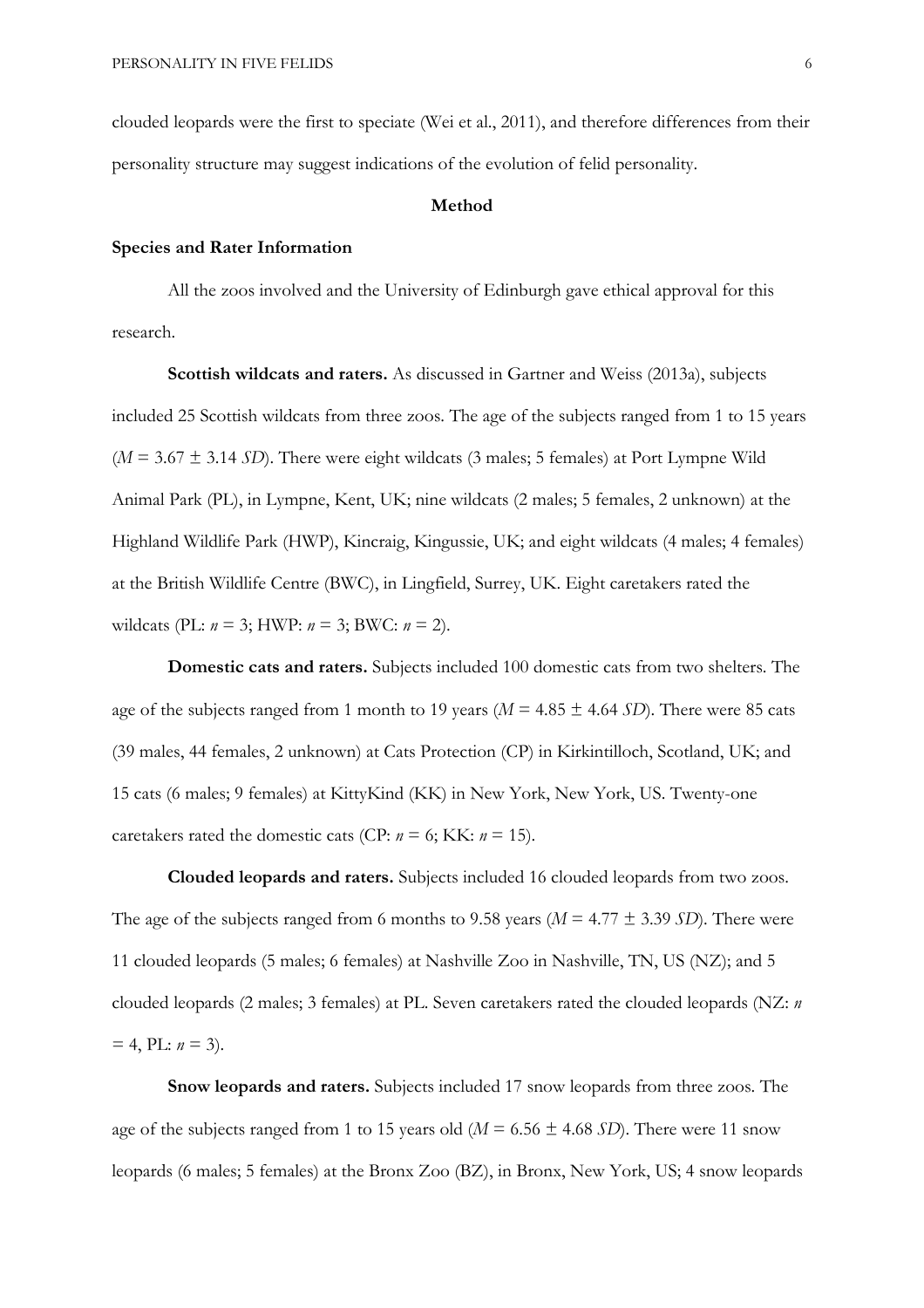clouded leopards were the first to speciate (Wei et al., 2011), and therefore differences from their personality structure may suggest indications of the evolution of felid personality.

## Method

### Species and Rater Information

All the zoos involved and the University of Edinburgh gave ethical approval for this research.

**Scottish wildcats and raters.** As discussed in Gartner and Weiss (2013a), subjects included 25 Scottish wildcats from three zoos. The age of the subjects ranged from 1 to 15 years ($M = 3.67 \pm 3.14$ *SD*). There were eight wildcats (3 males; 5 females) at Port Lympne Wild Animal Park (PL), in Lympne, Kent, UK; nine wildcats (2 males; 5 females, 2 unknown) at the Highland Wildlife Park (HWP), Kincraig, Kingussie, UK; and eight wildcats (4 males; 4 females) at the British Wildlife Centre (BWC), in Lingfield, Surrey, UK. Eight caretakers rated the wildcats (PL: $n = 3$; HWP: $n = 3$; BWC: $n = 2$).

**Domestic cats and raters.** Subjects included 100 domestic cats from two shelters. The age of the subjects ranged from 1 month to 19 years ($M = 4.85 \pm 4.64$ *SD*). There were 85 cats (39 males, 44 females, 2 unknown) at Cats Protection (CP) in Kirkintilloch, Scotland, UK; and 15 cats (6 males; 9 females) at KittyKind (KK) in New York, New York, US. Twenty-one caretakers rated the domestic cats (CP: $n = 6$; KK: $n = 15$).

**Clouded leopards and raters.** Subjects included 16 clouded leopards from two zoos. The age of the subjects ranged from 6 months to 9.58 years ($M = 4.77 \pm 3.39$ *SD*). There were 11 clouded leopards (5 males; 6 females) at Nashville Zoo in Nashville, TN, US (NZ); and 5 clouded leopards (2 males; 3 females) at PL. Seven caretakers rated the clouded leopards (NZ: $n = 4$, PL: $n = 3$).

**Snow leopards and raters.** Subjects included 17 snow leopards from three zoos. The age of the subjects ranged from 1 to 15 years old ($M = 6.56 \pm 4.68$ *SD*). There were 11 snow leopards (6 males; 5 females) at the Bronx Zoo (BZ), in Bronx, New York, US; 4 snow leopards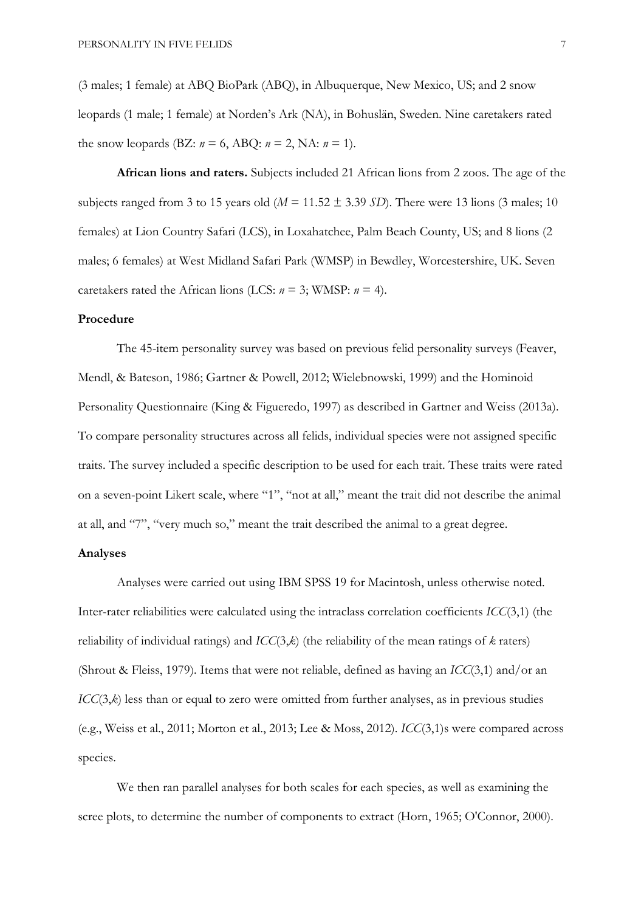(3 males; 1 female) at ABQ BioPark (ABQ), in Albuquerque, New Mexico, US; and 2 snow leopards (1 male; 1 female) at Norden's Ark (NA), in Bohuslän, Sweden. Nine caretakers rated the snow leopards (BZ: $n = 6$, ABQ: $n = 2$, NA: $n = 1$).

**African lions and raters.** Subjects included 21 African lions from 2 zoos. The age of the subjects ranged from 3 to 15 years old ($M = 11.52 \pm 3.39$ *SD*). There were 13 lions (3 males; 10 females) at Lion Country Safari (LCS), in Loxahatchee, Palm Beach County, US; and 8 lions (2 males; 6 females) at West Midland Safari Park (WMSP) in Bewdley, Worcestershire, UK. Seven caretakers rated the African lions (LCS: $n = 3$; WMSP: $n = 4$).

**Procedure**

The 45-item personality survey was based on previous felid personality surveys (Feaver, Mendl, & Bateson, 1986; Gartner & Powell, 2012; Wielebnowski, 1999) and the Hominoid Personality Questionnaire (King & Figueredo, 1997) as described in Gartner and Weiss (2013a). To compare personality structures across all felids, individual species were not assigned specific traits. The survey included a specific description to be used for each trait. These traits were rated on a seven-point Likert scale, where "1", "not at all," meant the trait did not describe the animal at all, and "7", "very much so," meant the trait described the animal to a great degree.

**Analyses**

Analyses were carried out using IBM SPSS 19 for Macintosh, unless otherwise noted. Inter-rater reliabilities were calculated using the intraclass correlation coefficients *ICC*(3,1) (the reliability of individual ratings) and *ICC*(3,*k*) (the reliability of the mean ratings of *k* raters) (Shrout & Fleiss, 1979). Items that were not reliable, defined as having an *ICC*(3,1) and/or an *ICC*(3,*k*) less than or equal to zero were omitted from further analyses, as in previous studies (e.g., Weiss et al., 2011; Morton et al., 2013; Lee & Moss, 2012). *ICC*(3,1)s were compared across species.

We then ran parallel analyses for both scales for each species, as well as examining the scree plots, to determine the number of components to extract (Horn, 1965; O'Connor, 2000).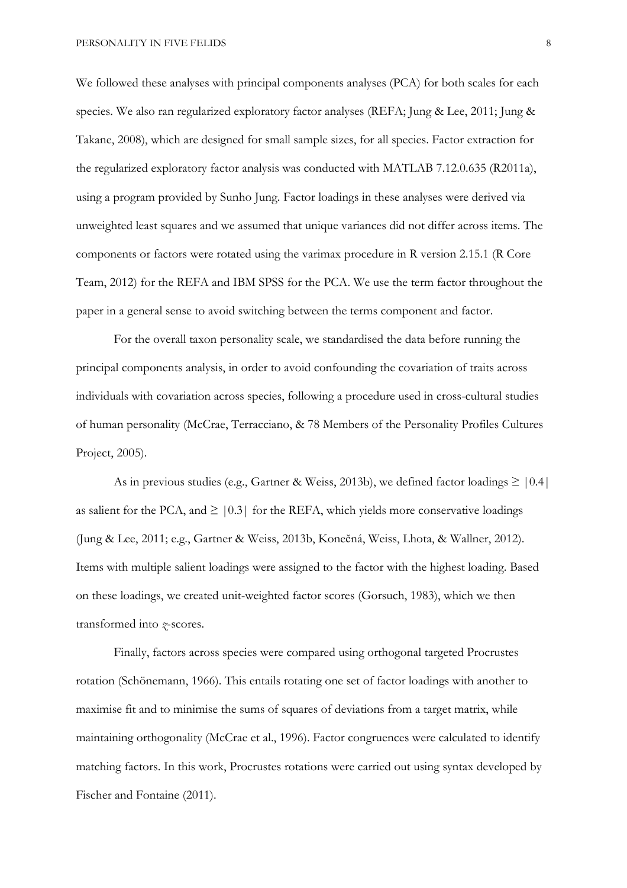We followed these analyses with principal components analyses (PCA) for both scales for each species. We also ran regularized exploratory factor analyses (REFA; Jung & Lee, 2011; Jung & Takane, 2008), which are designed for small sample sizes, for all species. Factor extraction for the regularized exploratory factor analysis was conducted with MATLAB 7.12.0.635 (R2011a), using a program provided by Sunho Jung. Factor loadings in these analyses were derived via unweighted least squares and we assumed that unique variances did not differ across items. The components or factors were rotated using the varimax procedure in R version 2.15.1 (R Core Team, 2012) for the REFA and IBM SPSS for the PCA. We use the term factor throughout the paper in a general sense to avoid switching between the terms component and factor.

For the overall taxon personality scale, we standardised the data before running the principal components analysis, in order to avoid confounding the covariation of traits across individuals with covariation across species, following a procedure used in cross-cultural studies of human personality (McCrae, Terracciano, & 78 Members of the Personality Profiles Cultures Project, 2005).

As in previous studies (e.g., Gartner & Weiss, 2013b), we defined factor loadings $\geq |0.4|$ as salient for the PCA, and $\geq |0.3|$ for the REFA, which yields more conservative loadings (Jung & Lee, 2011; e.g., Gartner & Weiss, 2013b, Konečná, Weiss, Lhota, & Wallner, 2012). Items with multiple salient loadings were assigned to the factor with the highest loading. Based on these loadings, we created unit-weighted factor scores (Gorsuch, 1983), which we then transformed into $z$-scores.

Finally, factors across species were compared using orthogonal targeted Procrustes rotation (Schönemann, 1966). This entails rotating one set of factor loadings with another to maximise fit and to minimise the sums of squares of deviations from a target matrix, while maintaining orthogonality (McCrae et al., 1996). Factor congruences were calculated to identify matching factors. In this work, Procrustes rotations were carried out using syntax developed by Fischer and Fontaine (2011).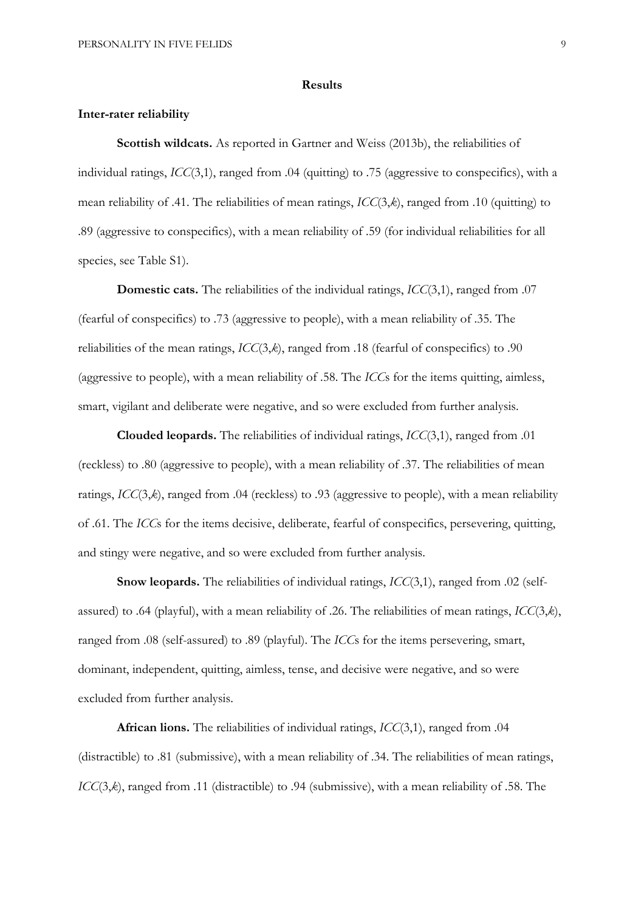## Results

### Inter-rater reliability

**Scottish wildcats.** As reported in Gartner and Weiss (2013b), the reliabilities of individual ratings, *ICC*(3,1), ranged from .04 (quitting) to .75 (aggressive to conspecifics), with a mean reliability of .41. The reliabilities of mean ratings, *ICC*(3,*k*), ranged from .10 (quitting) to .89 (aggressive to conspecifics), with a mean reliability of .59 (for individual reliabilities for all species, see Table S1).

**Domestic cats.** The reliabilities of the individual ratings, *ICC*(3,1), ranged from .07 (fearful of conspecifics) to .73 (aggressive to people), with a mean reliability of .35. The reliabilities of the mean ratings, *ICC*(3,*k*), ranged from .18 (fearful of conspecifics) to .90 (aggressive to people), with a mean reliability of .58. The *ICC*s for the items quitting, aimless, smart, vigilant and deliberate were negative, and so were excluded from further analysis.

**Clouded leopards.** The reliabilities of individual ratings, *ICC*(3,1), ranged from .01 (reckless) to .80 (aggressive to people), with a mean reliability of .37. The reliabilities of mean ratings, *ICC*(3,*k*), ranged from .04 (reckless) to .93 (aggressive to people), with a mean reliability of .61. The *ICC*s for the items decisive, deliberate, fearful of conspecifics, persevering, quitting, and stingy were negative, and so were excluded from further analysis.

**Snow leopards.** The reliabilities of individual ratings, *ICC*(3,1), ranged from .02 (self-assured) to .64 (playful), with a mean reliability of .26. The reliabilities of mean ratings, *ICC*(3,*k*), ranged from .08 (self-assured) to .89 (playful). The *ICC*s for the items persevering, smart, dominant, independent, quitting, aimless, tense, and decisive were negative, and so were excluded from further analysis.

**African lions.** The reliabilities of individual ratings, *ICC*(3,1), ranged from .04 (distractible) to .81 (submissive), with a mean reliability of .34. The reliabilities of mean ratings, *ICC*(3,*k*), ranged from .11 (distractible) to .94 (submissive), with a mean reliability of .58. The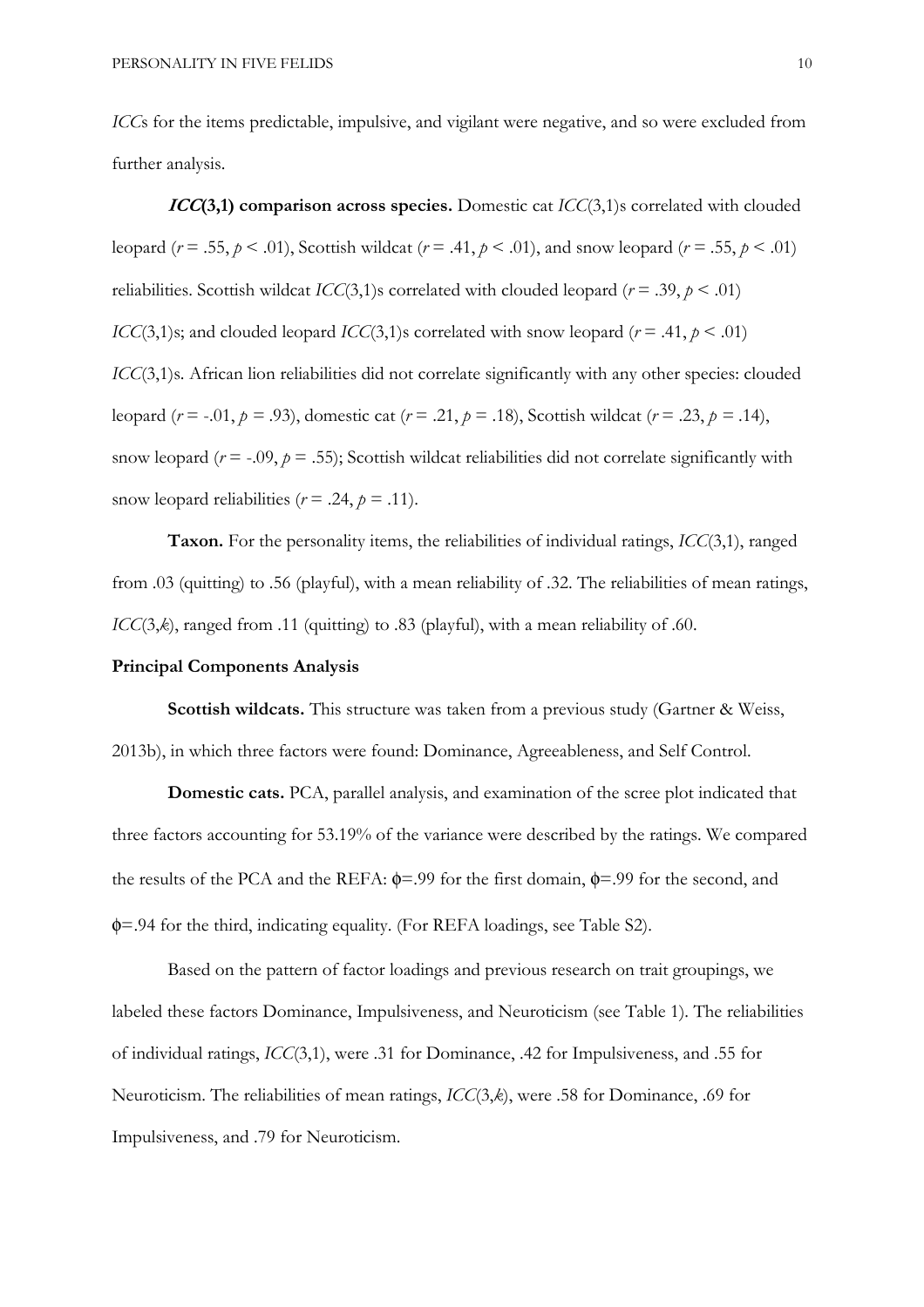*ICC*s for the items predictable, impulsive, and vigilant were negative, and so were excluded from further analysis.

***ICC*(3,1) comparison across species.** Domestic cat *ICC*(3,1)s correlated with clouded leopard ($r = .55$, $p < .01$), Scottish wildcat ($r = .41$, $p < .01$), and snow leopard ($r = .55$, $p < .01$) reliabilities. Scottish wildcat *ICC*(3,1)s correlated with clouded leopard ($r = .39$, $p < .01$) *ICC*(3,1)s; and clouded leopard *ICC*(3,1)s correlated with snow leopard ($r = .41$, $p < .01$) *ICC*(3,1)s. African lion reliabilities did not correlate significantly with any other species: clouded leopard ($r = -.01$, $p = .93$), domestic cat ($r = .21$, $p = .18$), Scottish wildcat ($r = .23$, $p = .14$), snow leopard ($r = -.09$, $p = .55$); Scottish wildcat reliabilities did not correlate significantly with snow leopard reliabilities ($r = .24$, $p = .11$).

**Taxon.** For the personality items, the reliabilities of individual ratings, *ICC*(3,1), ranged from .03 (quitting) to .56 (playful), with a mean reliability of .32. The reliabilities of mean ratings, *ICC*(3,*k*), ranged from .11 (quitting) to .83 (playful), with a mean reliability of .60.

**Principal Components Analysis**

**Scottish wildcats.** This structure was taken from a previous study (Gartner & Weiss, 2013b), in which three factors were found: Dominance, Agreeableness, and Self Control.

**Domestic cats.** PCA, parallel analysis, and examination of the scree plot indicated that three factors accounting for 53.19% of the variance were described by the ratings. We compared the results of the PCA and the REFA: $\phi$=.99 for the first domain, $\phi$=.99 for the second, and $\phi$=.94 for the third, indicating equality. (For REFA loadings, see Table S2).

Based on the pattern of factor loadings and previous research on trait groupings, we labeled these factors Dominance, Impulsiveness, and Neuroticism (see Table 1). The reliabilities of individual ratings, *ICC*(3,1), were .31 for Dominance, .42 for Impulsiveness, and .55 for Neuroticism. The reliabilities of mean ratings, *ICC*(3,*k*), were .58 for Dominance, .69 for Impulsiveness, and .79 for Neuroticism.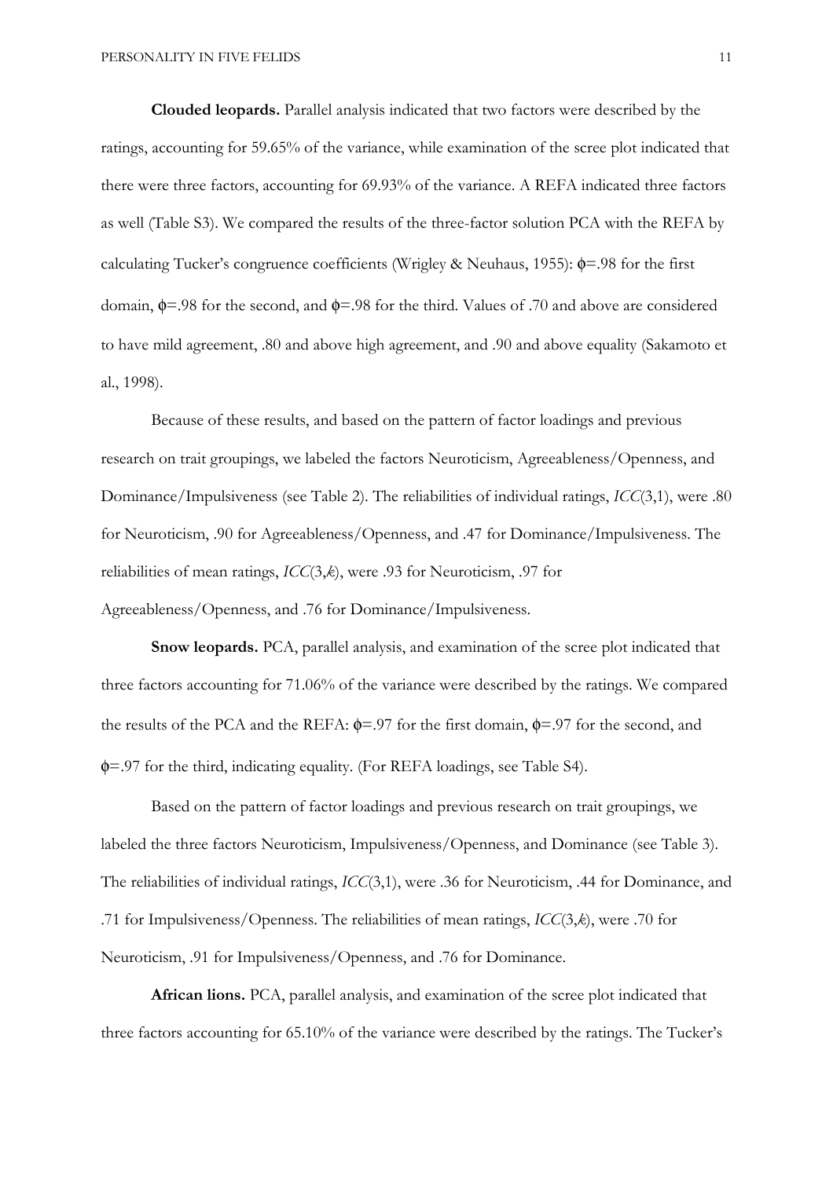**Clouded leopards.** Parallel analysis indicated that two factors were described by the ratings, accounting for 59.65% of the variance, while examination of the scree plot indicated that there were three factors, accounting for 69.93% of the variance. A REFA indicated three factors as well (Table S3). We compared the results of the three-factor solution PCA with the REFA by calculating Tucker's congruence coefficients (Wrigley & Neuhaus, 1955): $\phi$=.98 for the first domain, $\phi$=.98 for the second, and $\phi$=.98 for the third. Values of .70 and above are considered to have mild agreement, .80 and above high agreement, and .90 and above equality (Sakamoto et al., 1998).

Because of these results, and based on the pattern of factor loadings and previous research on trait groupings, we labeled the factors Neuroticism, Agreeableness/Openness, and Dominance/Impulsiveness (see Table 2). The reliabilities of individual ratings, *ICC*(3,1), were .80 for Neuroticism, .90 for Agreeableness/Openness, and .47 for Dominance/Impulsiveness. The reliabilities of mean ratings, *ICC*(3,*k*), were .93 for Neuroticism, .97 for Agreeableness/Openness, and .76 for Dominance/Impulsiveness.

**Snow leopards.** PCA, parallel analysis, and examination of the scree plot indicated that three factors accounting for 71.06% of the variance were described by the ratings. We compared the results of the PCA and the REFA: $\phi$=.97 for the first domain, $\phi$=.97 for the second, and $\phi$=.97 for the third, indicating equality. (For REFA loadings, see Table S4).

Based on the pattern of factor loadings and previous research on trait groupings, we labeled the three factors Neuroticism, Impulsiveness/Openness, and Dominance (see Table 3). The reliabilities of individual ratings, *ICC*(3,1), were .36 for Neuroticism, .44 for Dominance, and .71 for Impulsiveness/Openness. The reliabilities of mean ratings, *ICC*(3,*k*), were .70 for Neuroticism, .91 for Impulsiveness/Openness, and .76 for Dominance.

**African lions.** PCA, parallel analysis, and examination of the scree plot indicated that three factors accounting for 65.10% of the variance were described by the ratings. The Tucker's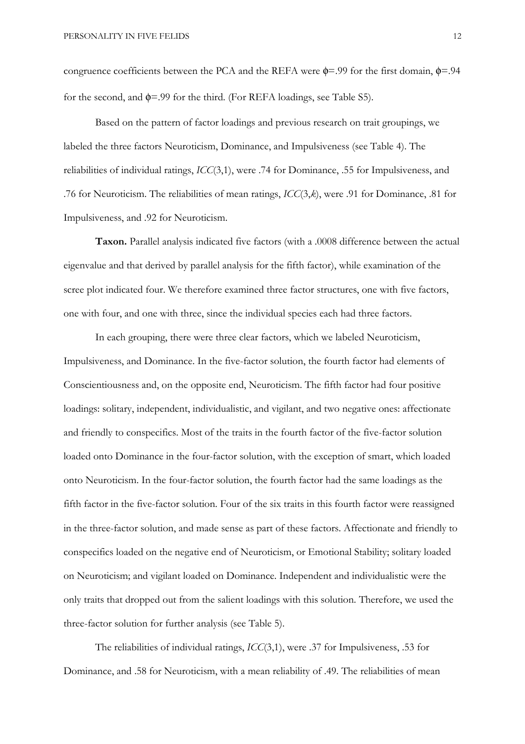congruence coefficients between the PCA and the REFA were $\phi$=.99 for the first domain, $\phi$=.94 for the second, and $\phi$=.99 for the third. (For REFA loadings, see Table S5).

Based on the pattern of factor loadings and previous research on trait groupings, we labeled the three factors Neuroticism, Dominance, and Impulsiveness (see Table 4). The reliabilities of individual ratings, *ICC*(3,1), were .74 for Dominance, .55 for Impulsiveness, and .76 for Neuroticism. The reliabilities of mean ratings, *ICC*(3,*k*), were .91 for Dominance, .81 for Impulsiveness, and .92 for Neuroticism.

**Taxon.** Parallel analysis indicated five factors (with a .0008 difference between the actual eigenvalue and that derived by parallel analysis for the fifth factor), while examination of the scree plot indicated four. We therefore examined three factor structures, one with five factors, one with four, and one with three, since the individual species each had three factors.

In each grouping, there were three clear factors, which we labeled Neuroticism, Impulsiveness, and Dominance. In the five-factor solution, the fourth factor had elements of Conscientiousness and, on the opposite end, Neuroticism. The fifth factor had four positive loadings: solitary, independent, individualistic, and vigilant, and two negative ones: affectionate and friendly to conspecifics. Most of the traits in the fourth factor of the five-factor solution loaded onto Dominance in the four-factor solution, with the exception of smart, which loaded onto Neuroticism. In the four-factor solution, the fourth factor had the same loadings as the fifth factor in the five-factor solution. Four of the six traits in this fourth factor were reassigned in the three-factor solution, and made sense as part of these factors. Affectionate and friendly to conspecifics loaded on the negative end of Neuroticism, or Emotional Stability; solitary loaded on Neuroticism; and vigilant loaded on Dominance. Independent and individualistic were the only traits that dropped out from the salient loadings with this solution. Therefore, we used the three-factor solution for further analysis (see Table 5).

The reliabilities of individual ratings, *ICC*(3,1), were .37 for Impulsiveness, .53 for Dominance, and .58 for Neuroticism, with a mean reliability of .49. The reliabilities of mean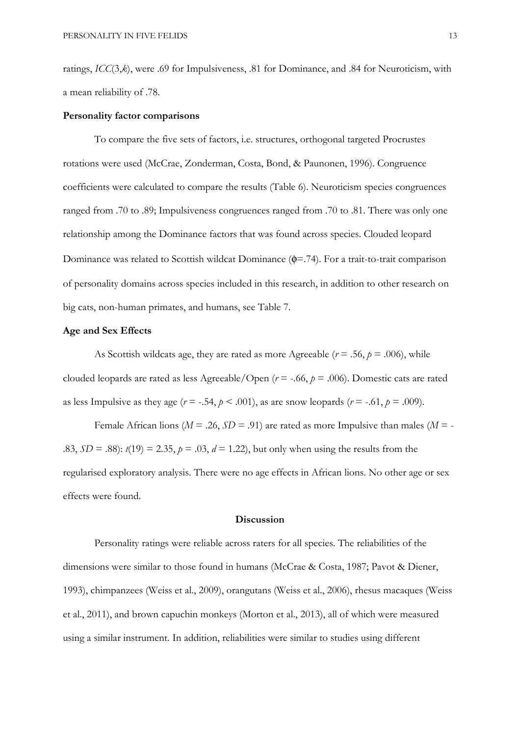ratings, $ICC(3,k)$, were .69 for Impulsiveness, .81 for Dominance, and .84 for Neuroticism, with a mean reliability of .78.

### Personality factor comparisons

To compare the five sets of factors, i.e. structures, orthogonal targeted Procrustes rotations were used (McCrae, Zonderman, Costa, Bond, & Paunonen, 1996). Congruence coefficients were calculated to compare the results (Table 6). Neuroticism species congruences ranged from .70 to .89; Impulsiveness congruences ranged from .70 to .81. There was only one relationship among the Dominance factors that was found across species. Clouded leopard Dominance was related to Scottish wildcat Dominance ($\phi$=.74). For a trait-to-trait comparison of personality domains across species included in this research, in addition to other research on big cats, non-human primates, and humans, see Table 7.

### Age and Sex Effects

As Scottish wildcats age, they are rated as more Agreeable ($r$ = .56, $p$ = .006), while clouded leopards are rated as less Agreeable/Open ($r$ = -.66, $p$ = .006). Domestic cats are rated as less Impulsive as they age ($r$ = -.54, $p$ < .001), as are snow leopards ($r$ = -.61, $p$ = .009).

Female African lions ($M$ = .26, $SD$ = .91) are rated as more Impulsive than males ($M$ = -.83, $SD$ = .88): $t(19)$ = 2.35, $p$ = .03, $d$ = 1.22), but only when using the results from the regularised exploratory analysis. There were no age effects in African lions. No other age or sex effects were found.

## Discussion

Personality ratings were reliable across raters for all species. The reliabilities of the dimensions were similar to those found in humans (McCrae & Costa, 1987; Pavot & Diener, 1993), chimpanzees (Weiss et al., 2009), orangutans (Weiss et al., 2006), rhesus macaques (Weiss et al., 2011), and brown capuchin monkeys (Morton et al., 2013), all of which were measured using a similar instrument. In addition, reliabilities were similar to studies using different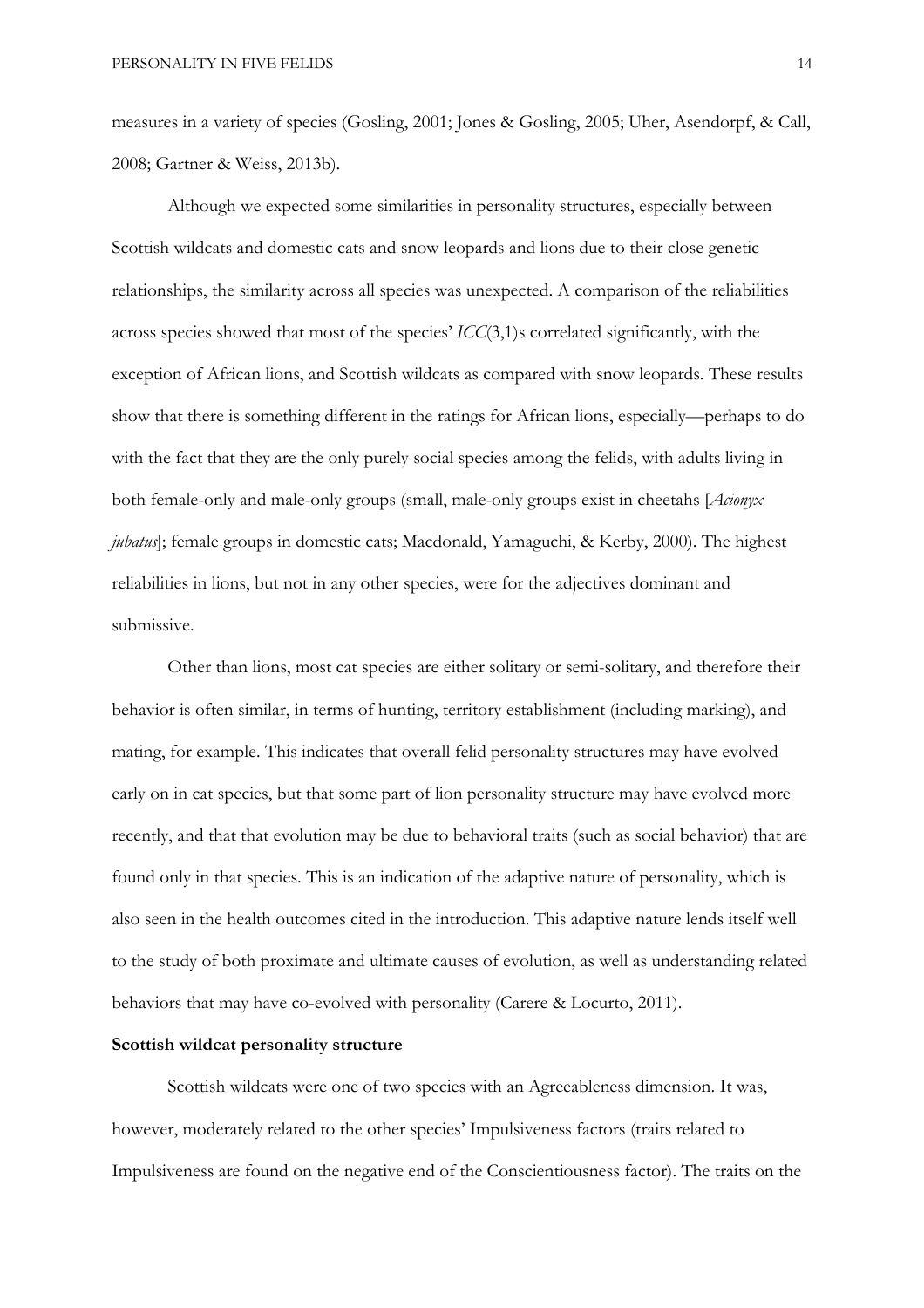measures in a variety of species (Gosling, 2001; Jones & Gosling, 2005; Uher, Asendorpf, & Call, 2008; Gartner & Weiss, 2013b).

Although we expected some similarities in personality structures, especially between Scottish wildcats and domestic cats and snow leopards and lions due to their close genetic relationships, the similarity across all species was unexpected. A comparison of the reliabilities across species showed that most of the species' *ICC*(3,1)s correlated significantly, with the exception of African lions, and Scottish wildcats as compared with snow leopards. These results show that there is something different in the ratings for African lions, especially—perhaps to do with the fact that they are the only purely social species among the felids, with adults living in both female-only and male-only groups (small, male-only groups exist in cheetahs [*Acionyx jubatus*]; female groups in domestic cats; Macdonald, Yamaguchi, & Kerby, 2000). The highest reliabilities in lions, but not in any other species, were for the adjectives dominant and submissive.

Other than lions, most cat species are either solitary or semi-solitary, and therefore their behavior is often similar, in terms of hunting, territory establishment (including marking), and mating, for example. This indicates that overall felid personality structures may have evolved early on in cat species, but that some part of lion personality structure may have evolved more recently, and that that evolution may be due to behavioral traits (such as social behavior) that are found only in that species. This is an indication of the adaptive nature of personality, which is also seen in the health outcomes cited in the introduction. This adaptive nature lends itself well to the study of both proximate and ultimate causes of evolution, as well as understanding related behaviors that may have co-evolved with personality (Carere & Locurto, 2011).

**Scottish wildcat personality structure**

Scottish wildcats were one of two species with an Agreeableness dimension. It was, however, moderately related to the other species' Impulsiveness factors (traits related to Impulsiveness are found on the negative end of the Conscientiousness factor). The traits on the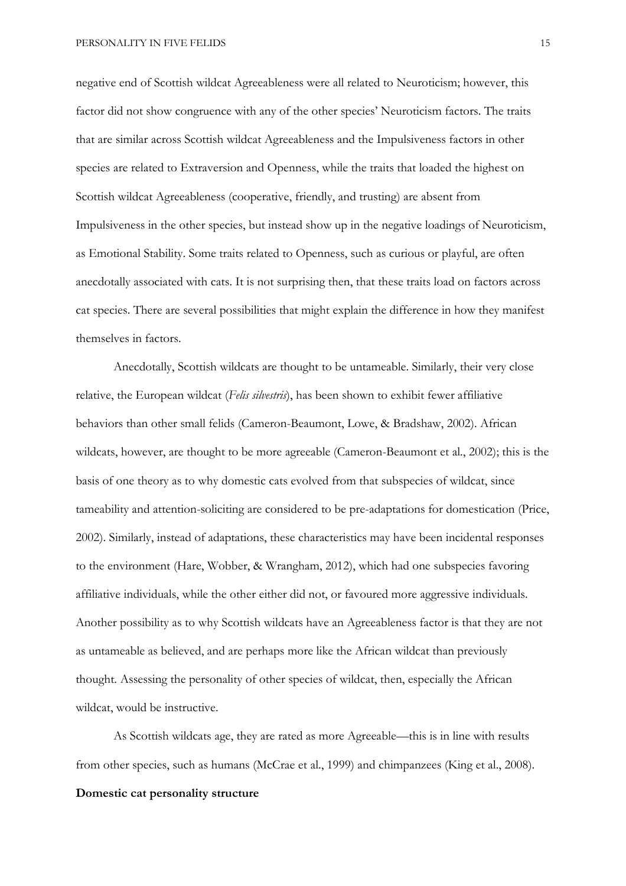negative end of Scottish wildcat Agreeableness were all related to Neuroticism; however, this factor did not show congruence with any of the other species' Neuroticism factors. The traits that are similar across Scottish wildcat Agreeableness and the Impulsiveness factors in other species are related to Extraversion and Openness, while the traits that loaded the highest on Scottish wildcat Agreeableness (cooperative, friendly, and trusting) are absent from Impulsiveness in the other species, but instead show up in the negative loadings of Neuroticism, as Emotional Stability. Some traits related to Openness, such as curious or playful, are often anecdotally associated with cats. It is not surprising then, that these traits load on factors across cat species. There are several possibilities that might explain the difference in how they manifest themselves in factors.

Anecdotally, Scottish wildcats are thought to be untameable. Similarly, their very close relative, the European wildcat (*Felis silvestris*), has been shown to exhibit fewer affiliative behaviors than other small felids (Cameron-Beaumont, Lowe, & Bradshaw, 2002). African wildcats, however, are thought to be more agreeable (Cameron-Beaumont et al., 2002); this is the basis of one theory as to why domestic cats evolved from that subspecies of wildcat, since tameability and attention-soliciting are considered to be pre-adaptations for domestication (Price, 2002). Similarly, instead of adaptations, these characteristics may have been incidental responses to the environment (Hare, Wobber, & Wrangham, 2012), which had one subspecies favoring affiliative individuals, while the other either did not, or favoured more aggressive individuals. Another possibility as to why Scottish wildcats have an Agreeableness factor is that they are not as untameable as believed, and are perhaps more like the African wildcat than previously thought. Assessing the personality of other species of wildcat, then, especially the African wildcat, would be instructive.

As Scottish wildcats age, they are rated as more Agreeable—this is in line with results from other species, such as humans (McCrae et al., 1999) and chimpanzees (King et al., 2008).

**Domestic cat personality structure**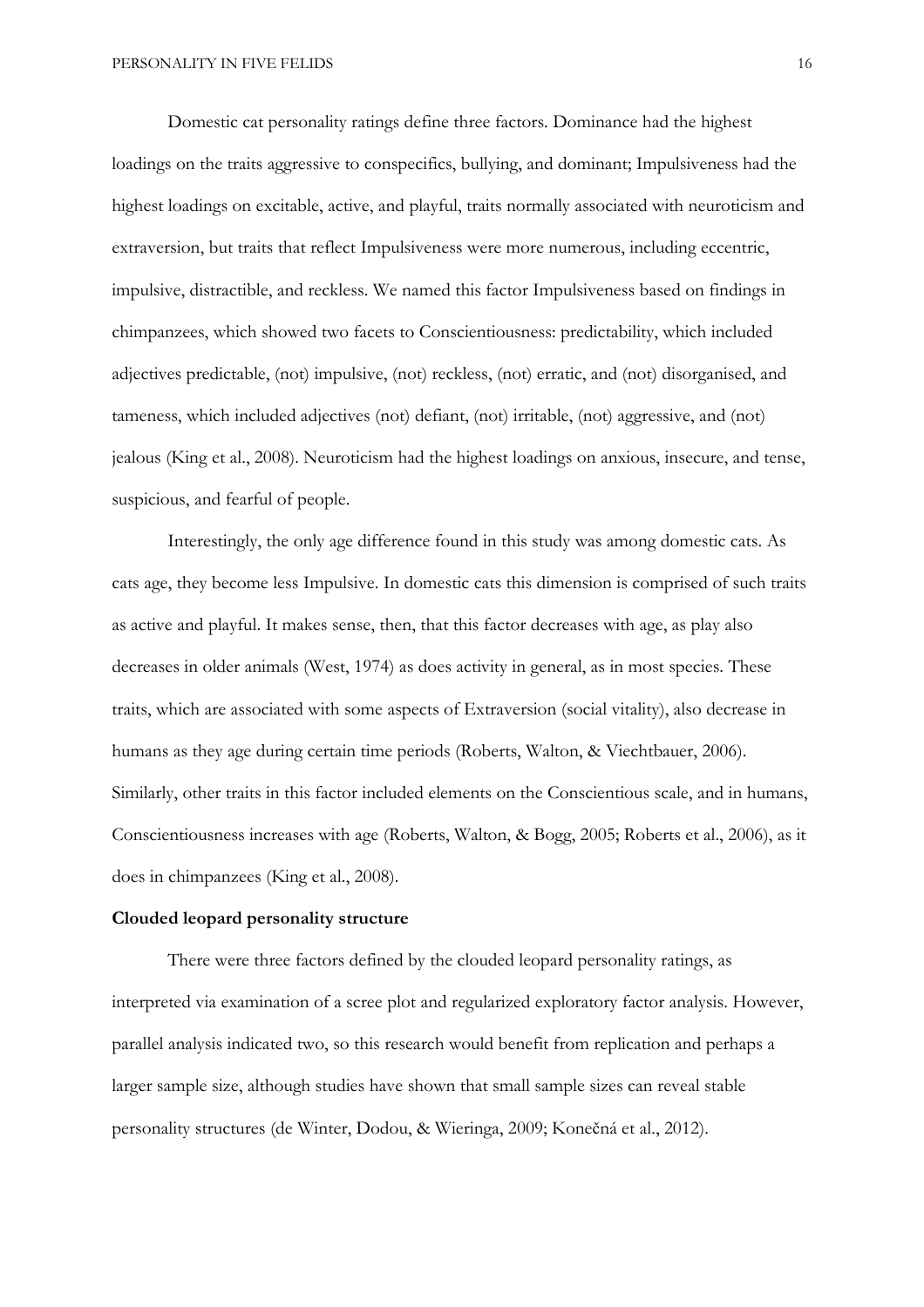Domestic cat personality ratings define three factors. Dominance had the highest loadings on the traits aggressive to conspecifics, bullying, and dominant; Impulsiveness had the highest loadings on excitable, active, and playful, traits normally associated with neuroticism and extraversion, but traits that reflect Impulsiveness were more numerous, including eccentric, impulsive, distractible, and reckless. We named this factor Impulsiveness based on findings in chimpanzees, which showed two facets to Conscientiousness: predictability, which included adjectives predictable, (not) impulsive, (not) reckless, (not) erratic, and (not) disorganised, and tameness, which included adjectives (not) defiant, (not) irritable, (not) aggressive, and (not) jealous (King et al., 2008). Neuroticism had the highest loadings on anxious, insecure, and tense, suspicious, and fearful of people.

Interestingly, the only age difference found in this study was among domestic cats. As cats age, they become less Impulsive. In domestic cats this dimension is comprised of such traits as active and playful. It makes sense, then, that this factor decreases with age, as play also decreases in older animals (West, 1974) as does activity in general, as in most species. These traits, which are associated with some aspects of Extraversion (social vitality), also decrease in humans as they age during certain time periods (Roberts, Walton, & Viechtbauer, 2006). Similarly, other traits in this factor included elements on the Conscientious scale, and in humans, Conscientiousness increases with age (Roberts, Walton, & Bogg, 2005; Roberts et al., 2006), as it does in chimpanzees (King et al., 2008).

**Clouded leopard personality structure**

There were three factors defined by the clouded leopard personality ratings, as interpreted via examination of a scree plot and regularized exploratory factor analysis. However, parallel analysis indicated two, so this research would benefit from replication and perhaps a larger sample size, although studies have shown that small sample sizes can reveal stable personality structures (de Winter, Dodou, & Wieringa, 2009; Konečná et al., 2012).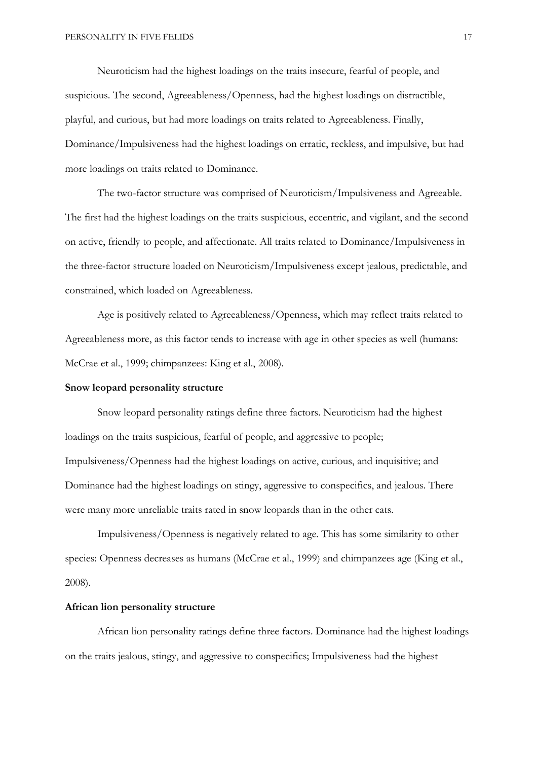Neuroticism had the highest loadings on the traits insecure, fearful of people, and suspicious. The second, Agreeableness/Openness, had the highest loadings on distractible, playful, and curious, but had more loadings on traits related to Agreeableness. Finally, Dominance/Impulsiveness had the highest loadings on erratic, reckless, and impulsive, but had more loadings on traits related to Dominance.

The two-factor structure was comprised of Neuroticism/Impulsiveness and Agreeable. The first had the highest loadings on the traits suspicious, eccentric, and vigilant, and the second on active, friendly to people, and affectionate. All traits related to Dominance/Impulsiveness in the three-factor structure loaded on Neuroticism/Impulsiveness except jealous, predictable, and constrained, which loaded on Agreeableness.

Age is positively related to Agreeableness/Openness, which may reflect traits related to Agreeableness more, as this factor tends to increase with age in other species as well (humans: McCrae et al., 1999; chimpanzees: King et al., 2008).

**Snow leopard personality structure**

Snow leopard personality ratings define three factors. Neuroticism had the highest loadings on the traits suspicious, fearful of people, and aggressive to people; Impulsiveness/Openness had the highest loadings on active, curious, and inquisitive; and Dominance had the highest loadings on stingy, aggressive to conspecifics, and jealous. There were many more unreliable traits rated in snow leopards than in the other cats.

Impulsiveness/Openness is negatively related to age. This has some similarity to other species: Openness decreases as humans (McCrae et al., 1999) and chimpanzees age (King et al., 2008).

**African lion personality structure**

African lion personality ratings define three factors. Dominance had the highest loadings on the traits jealous, stingy, and aggressive to conspecifics; Impulsiveness had the highest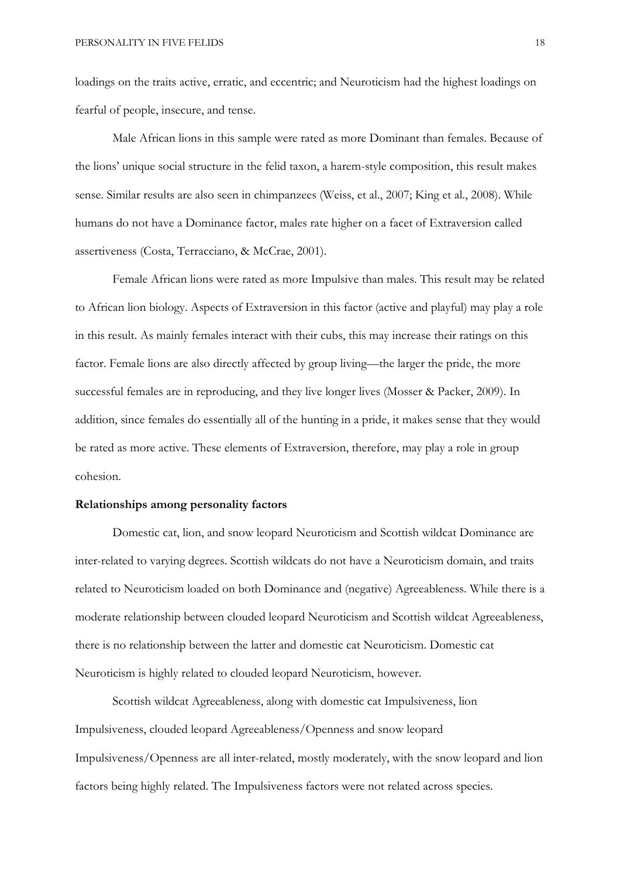loadings on the traits active, erratic, and eccentric; and Neuroticism had the highest loadings on fearful of people, insecure, and tense.

Male African lions in this sample were rated as more Dominant than females. Because of the lions' unique social structure in the felid taxon, a harem-style composition, this result makes sense. Similar results are also seen in chimpanzees (Weiss, et al., 2007; King et al., 2008). While humans do not have a Dominance factor, males rate higher on a facet of Extraversion called assertiveness (Costa, Terracciano, & McCrae, 2001).

Female African lions were rated as more Impulsive than males. This result may be related to African lion biology. Aspects of Extraversion in this factor (active and playful) may play a role in this result. As mainly females interact with their cubs, this may increase their ratings on this factor. Female lions are also directly affected by group living—the larger the pride, the more successful females are in reproducing, and they live longer lives (Mosser & Packer, 2009). In addition, since females do essentially all of the hunting in a pride, it makes sense that they would be rated as more active. These elements of Extraversion, therefore, may play a role in group cohesion.

**Relationships among personality factors**

Domestic cat, lion, and snow leopard Neuroticism and Scottish wildcat Dominance are inter-related to varying degrees. Scottish wildcats do not have a Neuroticism domain, and traits related to Neuroticism loaded on both Dominance and (negative) Agreeableness. While there is a moderate relationship between clouded leopard Neuroticism and Scottish wildcat Agreeableness, there is no relationship between the latter and domestic cat Neuroticism. Domestic cat Neuroticism is highly related to clouded leopard Neuroticism, however.

Scottish wildcat Agreeableness, along with domestic cat Impulsiveness, lion Impulsiveness, clouded leopard Agreeableness/Openness and snow leopard Impulsiveness/Openness are all inter-related, mostly moderately, with the snow leopard and lion factors being highly related. The Impulsiveness factors were not related across species.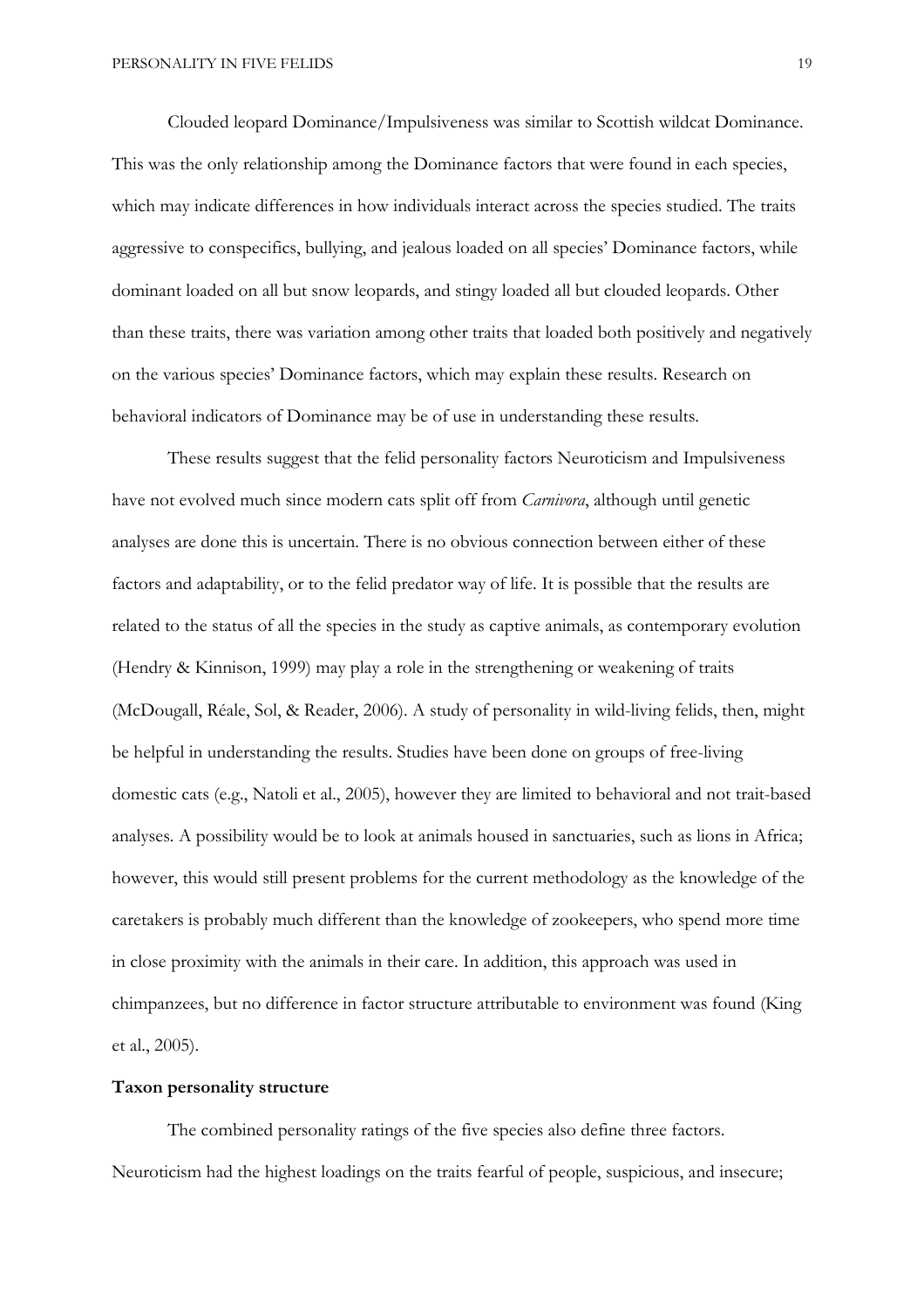Clouded leopard Dominance/Impulsiveness was similar to Scottish wildcat Dominance. This was the only relationship among the Dominance factors that were found in each species, which may indicate differences in how individuals interact across the species studied. The traits aggressive to conspecifics, bullying, and jealous loaded on all species' Dominance factors, while dominant loaded on all but snow leopards, and stingy loaded all but clouded leopards. Other than these traits, there was variation among other traits that loaded both positively and negatively on the various species' Dominance factors, which may explain these results. Research on behavioral indicators of Dominance may be of use in understanding these results.

These results suggest that the felid personality factors Neuroticism and Impulsiveness have not evolved much since modern cats split off from *Carnivora*, although until genetic analyses are done this is uncertain. There is no obvious connection between either of these factors and adaptability, or to the felid predator way of life. It is possible that the results are related to the status of all the species in the study as captive animals, as contemporary evolution (Hendry & Kinnison, 1999) may play a role in the strengthening or weakening of traits (McDougall, Réale, Sol, & Reader, 2006). A study of personality in wild-living felids, then, might be helpful in understanding the results. Studies have been done on groups of free-living domestic cats (e.g., Natoli et al., 2005), however they are limited to behavioral and not trait-based analyses. A possibility would be to look at animals housed in sanctuaries, such as lions in Africa; however, this would still present problems for the current methodology as the knowledge of the caretakers is probably much different than the knowledge of zookeepers, who spend more time in close proximity with the animals in their care. In addition, this approach was used in chimpanzees, but no difference in factor structure attributable to environment was found (King et al., 2005).

**Taxon personality structure**

The combined personality ratings of the five species also define three factors. Neuroticism had the highest loadings on the traits fearful of people, suspicious, and insecure;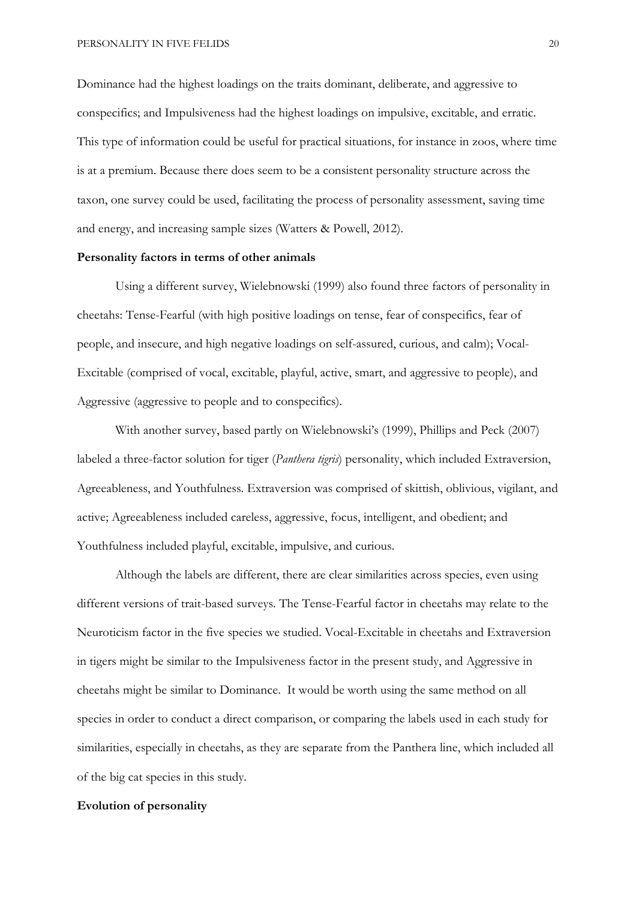Dominance had the highest loadings on the traits dominant, deliberate, and aggressive to conspecifics; and Impulsiveness had the highest loadings on impulsive, excitable, and erratic. This type of information could be useful for practical situations, for instance in zoos, where time is at a premium. Because there does seem to be a consistent personality structure across the taxon, one survey could be used, facilitating the process of personality assessment, saving time and energy, and increasing sample sizes (Watters & Powell, 2012).

**Personality factors in terms of other animals**

Using a different survey, Wielebnowski (1999) also found three factors of personality in cheetahs: Tense-Fearful (with high positive loadings on tense, fear of conspecifics, fear of people, and insecure, and high negative loadings on self-assured, curious, and calm); Vocal-Excitable (comprised of vocal, excitable, playful, active, smart, and aggressive to people), and Aggressive (aggressive to people and to conspecifics).

With another survey, based partly on Wielebnowski's (1999), Phillips and Peck (2007) labeled a three-factor solution for tiger (*Panthera tigris*) personality, which included Extraversion, Agreeableness, and Youthfulness. Extraversion was comprised of skittish, oblivious, vigilant, and active; Agreeableness included careless, aggressive, focus, intelligent, and obedient; and Youthfulness included playful, excitable, impulsive, and curious.

Although the labels are different, there are clear similarities across species, even using different versions of trait-based surveys. The Tense-Fearful factor in cheetahs may relate to the Neuroticism factor in the five species we studied. Vocal-Excitable in cheetahs and Extraversion in tigers might be similar to the Impulsiveness factor in the present study, and Aggressive in cheetahs might be similar to Dominance. It would be worth using the same method on all species in order to conduct a direct comparison, or comparing the labels used in each study for similarities, especially in cheetahs, as they are separate from the Panthera line, which included all of the big cat species in this study.

**Evolution of personality**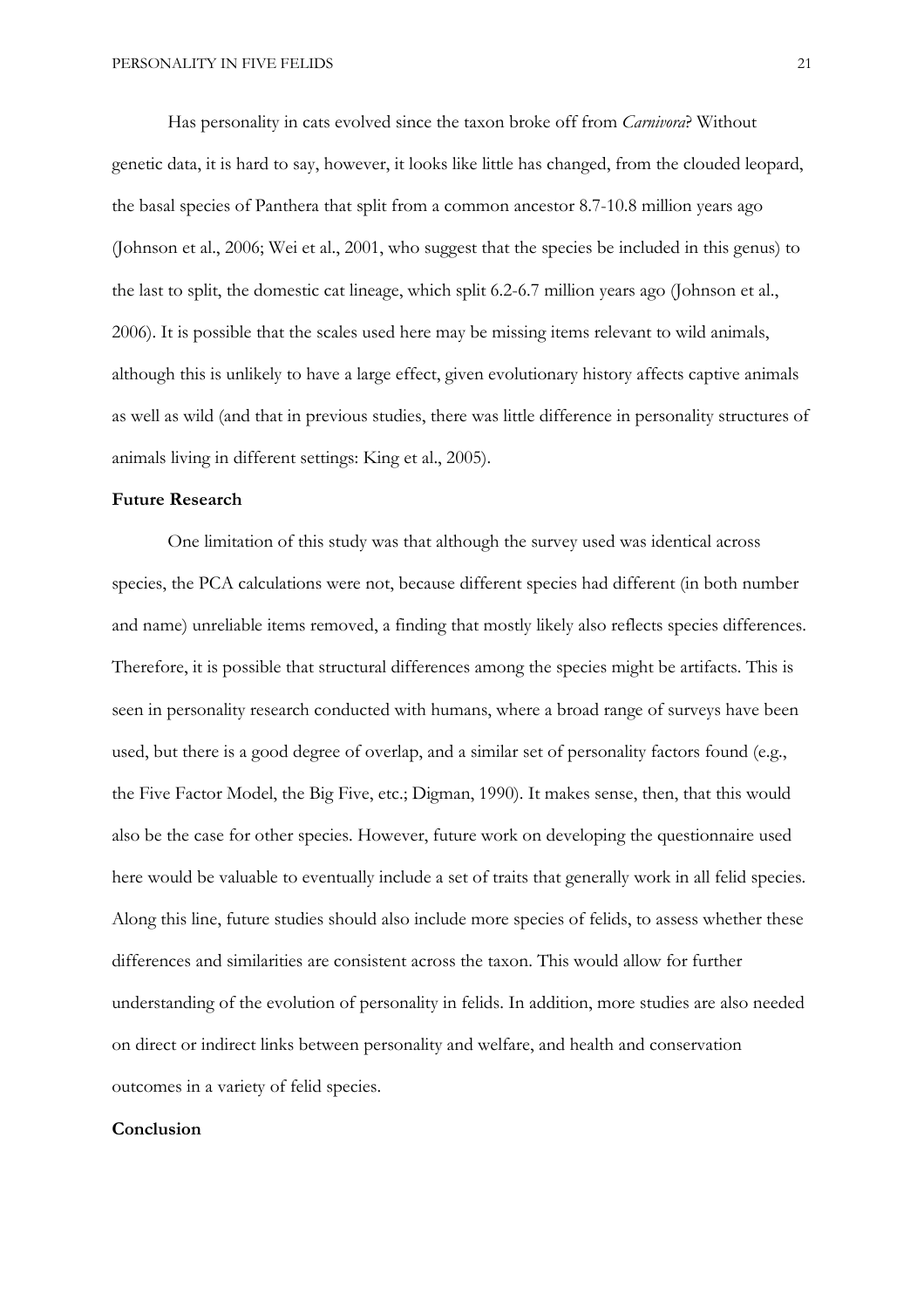Has personality in cats evolved since the taxon broke off from *Carnivora*? Without genetic data, it is hard to say, however, it looks like little has changed, from the clouded leopard, the basal species of Panthera that split from a common ancestor 8.7-10.8 million years ago (Johnson et al., 2006; Wei et al., 2001, who suggest that the species be included in this genus) to the last to split, the domestic cat lineage, which split 6.2-6.7 million years ago (Johnson et al., 2006). It is possible that the scales used here may be missing items relevant to wild animals, although this is unlikely to have a large effect, given evolutionary history affects captive animals as well as wild (and that in previous studies, there was little difference in personality structures of animals living in different settings: King et al., 2005).

**Future Research**

One limitation of this study was that although the survey used was identical across species, the PCA calculations were not, because different species had different (in both number and name) unreliable items removed, a finding that mostly likely also reflects species differences. Therefore, it is possible that structural differences among the species might be artifacts. This is seen in personality research conducted with humans, where a broad range of surveys have been used, but there is a good degree of overlap, and a similar set of personality factors found (e.g., the Five Factor Model, the Big Five, etc.; Digman, 1990). It makes sense, then, that this would also be the case for other species. However, future work on developing the questionnaire used here would be valuable to eventually include a set of traits that generally work in all felid species. Along this line, future studies should also include more species of felids, to assess whether these differences and similarities are consistent across the taxon. This would allow for further understanding of the evolution of personality in felids. In addition, more studies are also needed on direct or indirect links between personality and welfare, and health and conservation outcomes in a variety of felid species.

**Conclusion**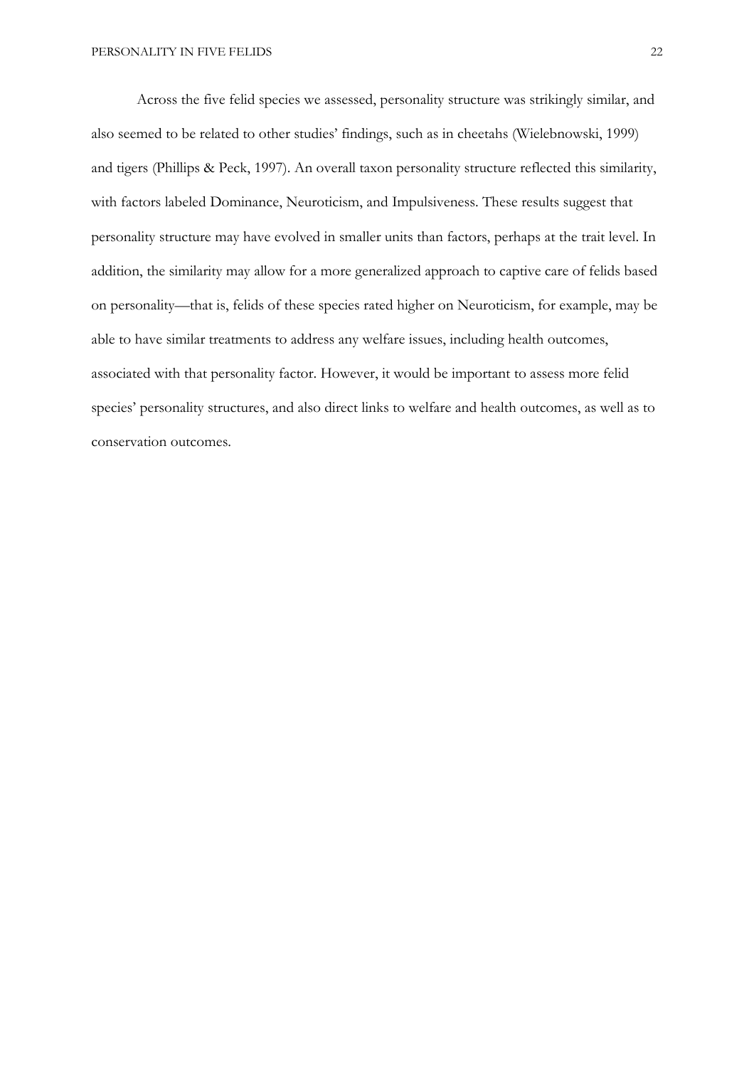Across the five felid species we assessed, personality structure was strikingly similar, and also seemed to be related to other studies' findings, such as in cheetahs (Wielebnowski, 1999) and tigers (Phillips & Peck, 1997). An overall taxon personality structure reflected this similarity, with factors labeled Dominance, Neuroticism, and Impulsiveness. These results suggest that personality structure may have evolved in smaller units than factors, perhaps at the trait level. In addition, the similarity may allow for a more generalized approach to captive care of felids based on personality—that is, felids of these species rated higher on Neuroticism, for example, may be able to have similar treatments to address any welfare issues, including health outcomes, associated with that personality factor. However, it would be important to assess more felid species' personality structures, and also direct links to welfare and health outcomes, as well as to conservation outcomes.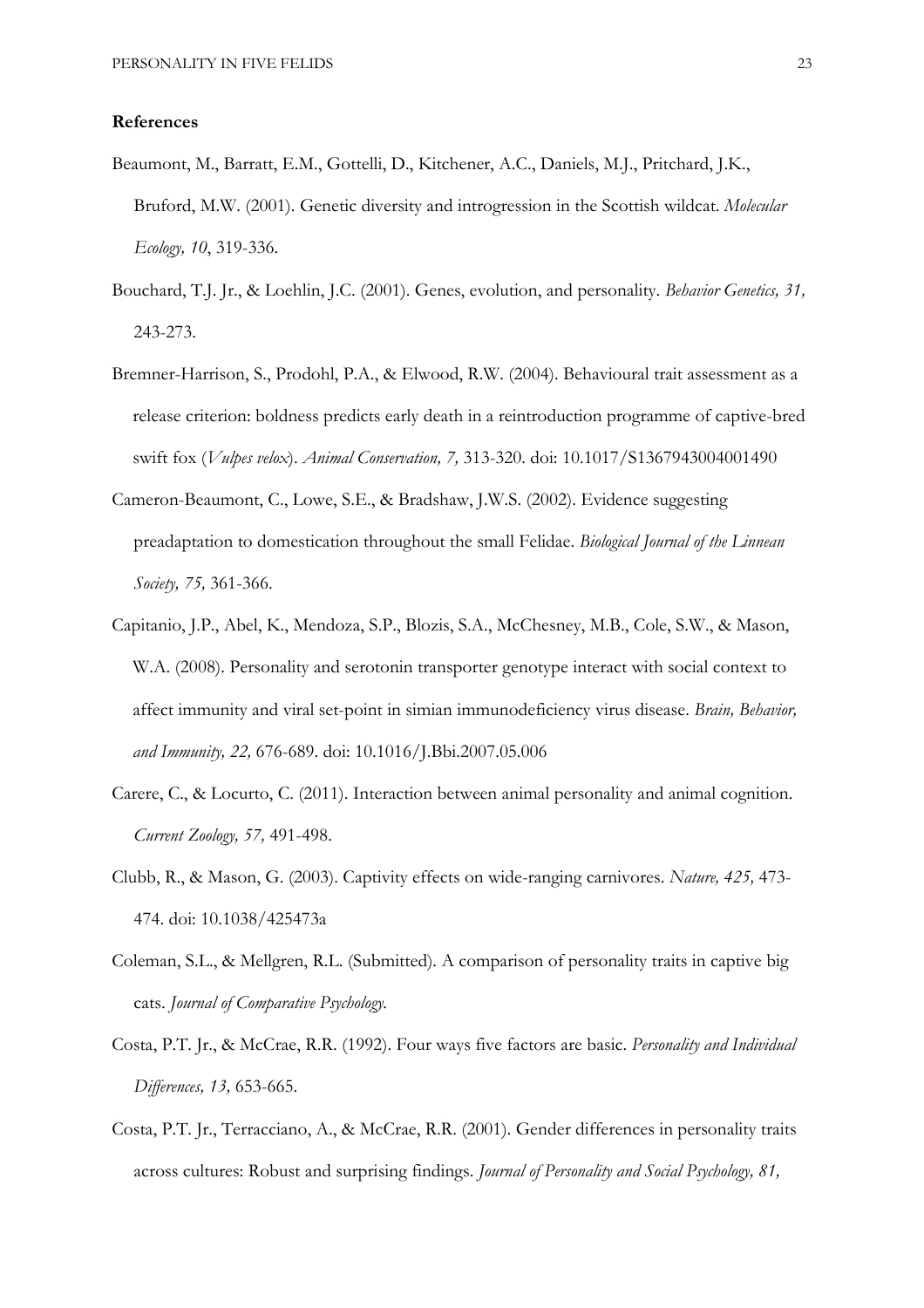## References

Beaumont, M., Barratt, E.M., Gottelli, D., Kitchener, A.C., Daniels, M.J., Pritchard, J.K., Bruford, M.W. (2001). Genetic diversity and introgression in the Scottish wildcat. *Molecular Ecology, 10*, 319-336.

Bouchard, T.J. Jr., & Loehlin, J.C. (2001). Genes, evolution, and personality. *Behavior Genetics, 31,* 243-273.

Bremner-Harrison, S., Prodohl, P.A., & Elwood, R.W. (2004). Behavioural trait assessment as a release criterion: boldness predicts early death in a reintroduction programme of captive-bred swift fox (*Vulpes velox*). *Animal Conservation, 7,* 313-320. doi: 10.1017/S1367943004001490

Cameron-Beaumont, C., Lowe, S.E., & Bradshaw, J.W.S. (2002). Evidence suggesting preadaptation to domestication throughout the small Felidae. *Biological Journal of the Linnean Society, 75,* 361-366.

Capitanio, J.P., Abel, K., Mendoza, S.P., Blozis, S.A., McChesney, M.B., Cole, S.W., & Mason, W.A. (2008). Personality and serotonin transporter genotype interact with social context to affect immunity and viral set-point in simian immunodeficiency virus disease. *Brain, Behavior, and Immunity, 22,* 676-689. doi: 10.1016/J.Bbi.2007.05.006

Carere, C., & Locurto, C. (2011). Interaction between animal personality and animal cognition. *Current Zoology, 57,* 491-498.

Clubb, R., & Mason, G. (2003). Captivity effects on wide-ranging carnivores. *Nature, 425,* 473-474. doi: 10.1038/425473a

Coleman, S.L., & Mellgren, R.L. (Submitted). A comparison of personality traits in captive big cats. *Journal of Comparative Psychology.*

Costa, P.T. Jr., & McCrae, R.R. (1992). Four ways five factors are basic. *Personality and Individual Differences, 13,* 653-665.

Costa, P.T. Jr., Terracciano, A., & McCrae, R.R. (2001). Gender differences in personality traits across cultures: Robust and surprising findings. *Journal of Personality and Social Psychology, 81,*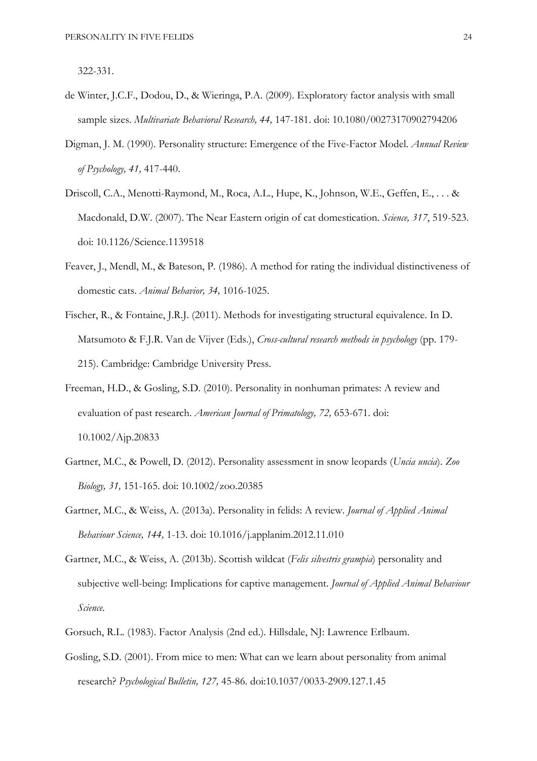322-331.

de Winter, J.C.F., Dodou, D., & Wieringa, P.A. (2009). Exploratory factor analysis with small sample sizes. *Multivariate Behavioral Research, 44,* 147-181. doi: 10.1080/00273170902794206

Digman, J. M. (1990). Personality structure: Emergence of the Five-Factor Model. *Annual Review of Psychology, 41,* 417-440.

Driscoll, C.A., Menotti-Raymond, M., Roca, A.L., Hupe, K., Johnson, W.E., Geffen, E., . . . & Macdonald, D.W. (2007). The Near Eastern origin of cat domestication. *Science, 317*, 519-523. doi: 10.1126/Science.1139518

Feaver, J., Mendl, M., & Bateson, P. (1986). A method for rating the individual distinctiveness of domestic cats. *Animal Behavior, 34,* 1016-1025.

Fischer, R., & Fontaine, J.R.J. (2011). Methods for investigating structural equivalence. In D. Matsumoto & F.J.R. Van de Vijver (Eds.), *Cross-cultural research methods in psychology* (pp. 179-215). Cambridge: Cambridge University Press.

Freeman, H.D., & Gosling, S.D. (2010). Personality in nonhuman primates: A review and evaluation of past research. *American Journal of Primatology, 72,* 653-671. doi: 10.1002/Ajp.20833

Gartner, M.C., & Powell, D. (2012). Personality assessment in snow leopards (*Uncia uncia*). *Zoo Biology, 31,* 151-165. doi: 10.1002/zoo.20385

Gartner, M.C., & Weiss, A. (2013a). Personality in felids: A review. *Journal of Applied Animal Behaviour Science, 144,* 1-13. doi: 10.1016/j.applanim.2012.11.010

Gartner, M.C., & Weiss, A. (2013b). Scottish wildcat (*Felis silvestris grampia*) personality and subjective well-being: Implications for captive management. *Journal of Applied Animal Behaviour Science.*

Gorsuch, R.L. (1983). Factor Analysis (2nd ed.). Hillsdale, NJ: Lawrence Erlbaum.

Gosling, S.D. (2001). From mice to men: What can we learn about personality from animal research? *Psychological Bulletin, 127,* 45-86. doi:10.1037/0033-2909.127.1.45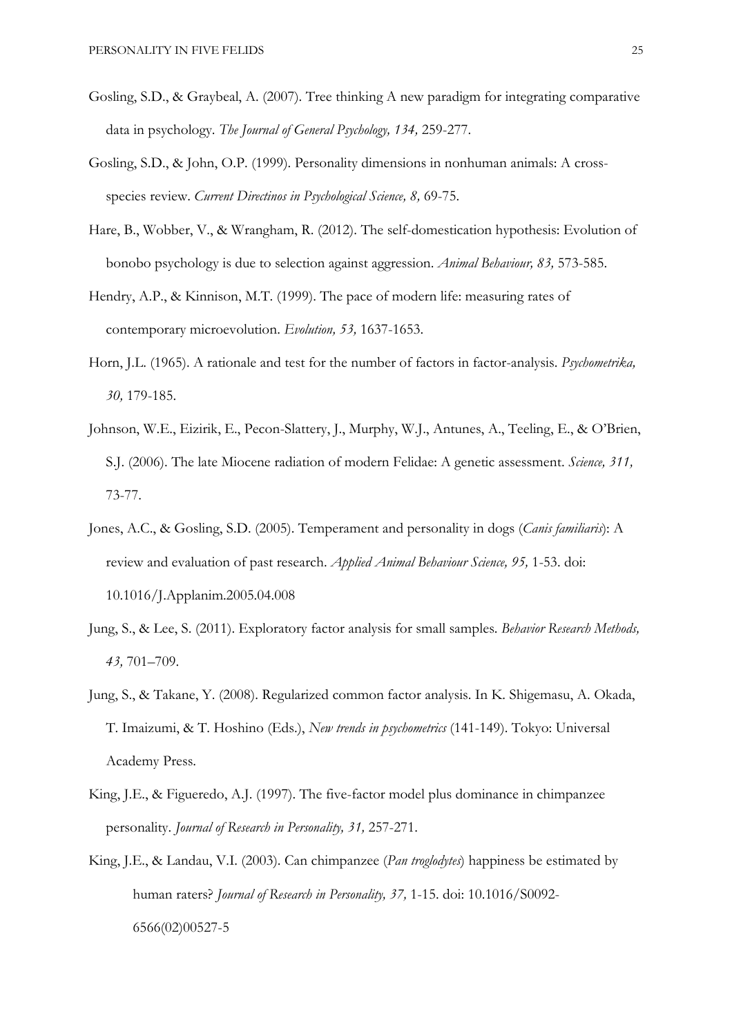Gosling, S.D., & Graybeal, A. (2007). Tree thinking A new paradigm for integrating comparative data in psychology. *The Journal of General Psychology, 134,* 259-277.

Gosling, S.D., & John, O.P. (1999). Personality dimensions in nonhuman animals: A cross-species review. *Current Directinos in Psychological Science, 8,* 69-75.

Hare, B., Wobber, V., & Wrangham, R. (2012). The self-domestication hypothesis: Evolution of bonobo psychology is due to selection against aggression. *Animal Behaviour, 83,* 573-585.

Hendry, A.P., & Kinnison, M.T. (1999). The pace of modern life: measuring rates of contemporary microevolution. *Evolution, 53,* 1637-1653.

Horn, J.L. (1965). A rationale and test for the number of factors in factor-analysis. *Psychometrika, 30,* 179-185.

Johnson, W.E., Eizirik, E., Pecon-Slattery, J., Murphy, W.J., Antunes, A., Teeling, E., & O'Brien, S.J. (2006). The late Miocene radiation of modern Felidae: A genetic assessment. *Science, 311,* 73-77.

Jones, A.C., & Gosling, S.D. (2005). Temperament and personality in dogs (*Canis familiaris*): A review and evaluation of past research. *Applied Animal Behaviour Science, 95,* 1-53. doi: 10.1016/J.Applanim.2005.04.008

Jung, S., & Lee, S. (2011). Exploratory factor analysis for small samples. *Behavior Research Methods, 43,* 701–709.

Jung, S., & Takane, Y. (2008). Regularized common factor analysis. In K. Shigemasu, A. Okada, T. Imaizumi, & T. Hoshino (Eds.), *New trends in psychometrics* (141-149). Tokyo: Universal Academy Press.

King, J.E., & Figueredo, A.J. (1997). The five-factor model plus dominance in chimpanzee personality. *Journal of Research in Personality, 31,* 257-271.

King, J.E., & Landau, V.I. (2003). Can chimpanzee (*Pan troglodytes*) happiness be estimated by human raters? *Journal of Research in Personality, 37,* 1-15. doi: 10.1016/S0092-6566(02)00527-5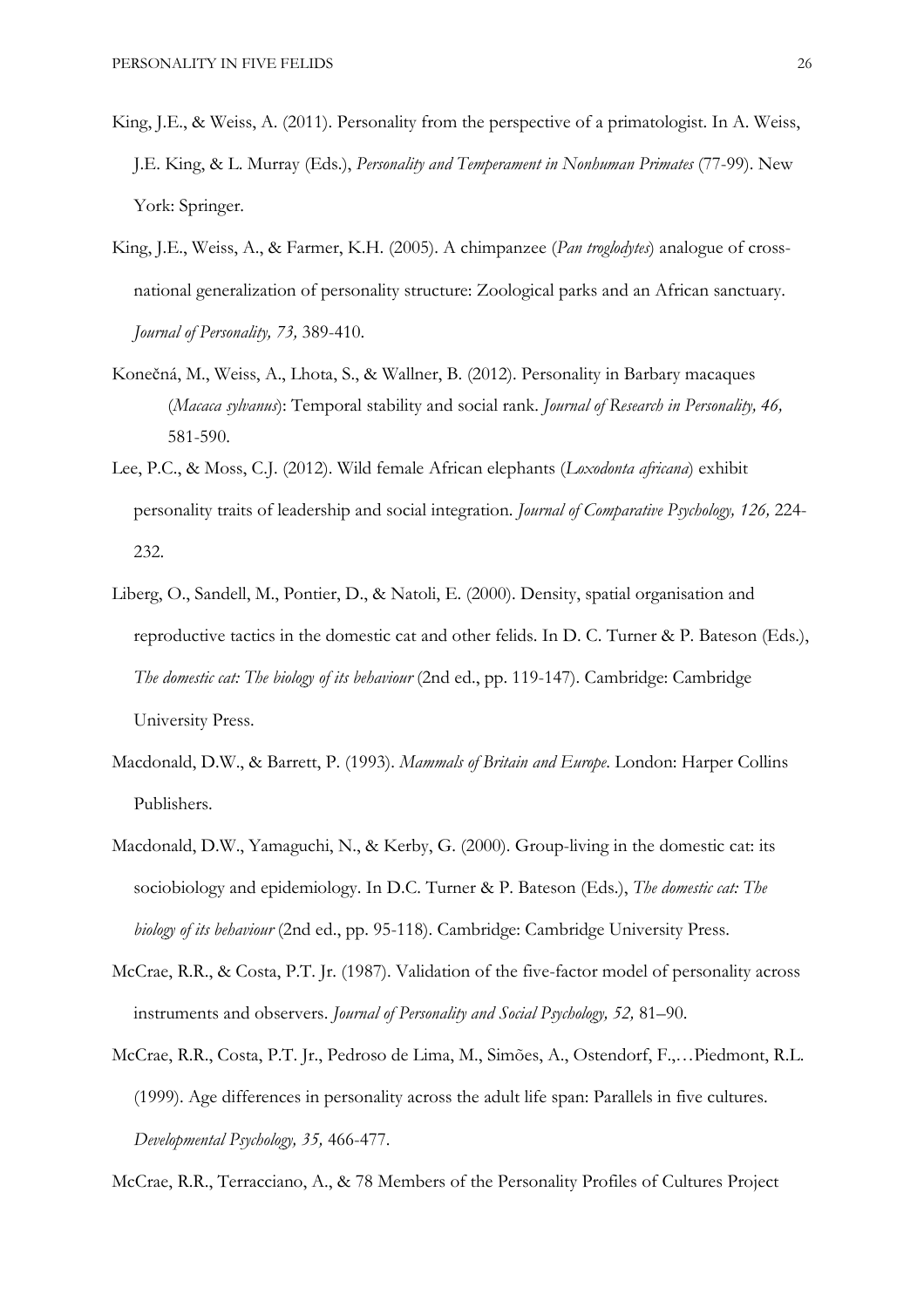King, J.E., & Weiss, A. (2011). Personality from the perspective of a primatologist. In A. Weiss, J.E. King, & L. Murray (Eds.), *Personality and Temperament in Nonhuman Primates* (77-99). New York: Springer.

King, J.E., Weiss, A., & Farmer, K.H. (2005). A chimpanzee (*Pan troglodytes*) analogue of cross-national generalization of personality structure: Zoological parks and an African sanctuary. *Journal of Personality, 73,* 389-410.

Konečná, M., Weiss, A., Lhota, S., & Wallner, B. (2012). Personality in Barbary macaques (*Macaca sylvanus*): Temporal stability and social rank. *Journal of Research in Personality, 46,* 581-590.

Lee, P.C., & Moss, C.J. (2012). Wild female African elephants (*Loxodonta africana*) exhibit personality traits of leadership and social integration. *Journal of Comparative Psychology, 126,* 224-232.

Liberg, O., Sandell, M., Pontier, D., & Natoli, E. (2000). Density, spatial organisation and reproductive tactics in the domestic cat and other felids. In D. C. Turner & P. Bateson (Eds.), *The domestic cat: The biology of its behaviour* (2nd ed., pp. 119-147). Cambridge: Cambridge University Press.

Macdonald, D.W., & Barrett, P. (1993). *Mammals of Britain and Europe.* London: Harper Collins Publishers.

Macdonald, D.W., Yamaguchi, N., & Kerby, G. (2000). Group-living in the domestic cat: its sociobiology and epidemiology. In D.C. Turner & P. Bateson (Eds.), *The domestic cat: The biology of its behaviour* (2nd ed., pp. 95-118). Cambridge: Cambridge University Press.

McCrae, R.R., & Costa, P.T. Jr. (1987). Validation of the five-factor model of personality across instruments and observers. *Journal of Personality and Social Psychology, 52,* 81–90.

McCrae, R.R., Costa, P.T. Jr., Pedroso de Lima, M., Simões, A., Ostendorf, F.,…Piedmont, R.L. (1999). Age differences in personality across the adult life span: Parallels in five cultures. *Developmental Psychology, 35,* 466-477.

McCrae, R.R., Terracciano, A., & 78 Members of the Personality Profiles of Cultures Project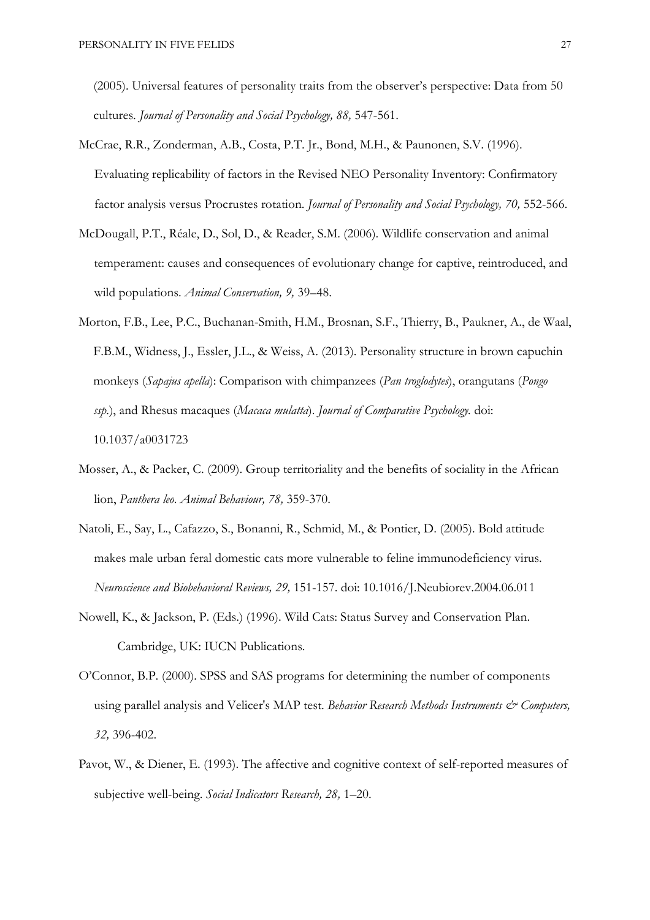(2005). Universal features of personality traits from the observer's perspective: Data from 50 cultures. *Journal of Personality and Social Psychology, 88,* 547-561.

McCrae, R.R., Zonderman, A.B., Costa, P.T. Jr., Bond, M.H., & Paunonen, S.V. (1996). Evaluating replicability of factors in the Revised NEO Personality Inventory: Confirmatory factor analysis versus Procrustes rotation. *Journal of Personality and Social Psychology, 70,* 552-566.

McDougall, P.T., Réale, D., Sol, D., & Reader, S.M. (2006). Wildlife conservation and animal temperament: causes and consequences of evolutionary change for captive, reintroduced, and wild populations. *Animal Conservation, 9,* 39–48.

Morton, F.B., Lee, P.C., Buchanan-Smith, H.M., Brosnan, S.F., Thierry, B., Paukner, A., de Waal, F.B.M., Widness, J., Essler, J.L., & Weiss, A. (2013). Personality structure in brown capuchin monkeys (*Sapajus apella*): Comparison with chimpanzees (*Pan troglodytes*), orangutans (*Pongo ssp.*), and Rhesus macaques (*Macaca mulatta*). *Journal of Comparative Psychology.* doi: 10.1037/a0031723

Mosser, A., & Packer, C. (2009). Group territoriality and the benefits of sociality in the African lion, *Panthera leo. Animal Behaviour, 78,* 359-370.

Natoli, E., Say, L., Cafazzo, S., Bonanni, R., Schmid, M., & Pontier, D. (2005). Bold attitude makes male urban feral domestic cats more vulnerable to feline immunodeficiency virus. *Neuroscience and Biobehavioral Reviews, 29,* 151-157. doi: 10.1016/J.Neubiorev.2004.06.011

Nowell, K., & Jackson, P. (Eds.) (1996). Wild Cats: Status Survey and Conservation Plan. Cambridge, UK: IUCN Publications.

O'Connor, B.P. (2000). SPSS and SAS programs for determining the number of components using parallel analysis and Velicer's MAP test. *Behavior Research Methods Instruments & Computers, 32,* 396-402.

Pavot, W., & Diener, E. (1993). The affective and cognitive context of self-reported measures of subjective well-being. *Social Indicators Research, 28,* 1–20.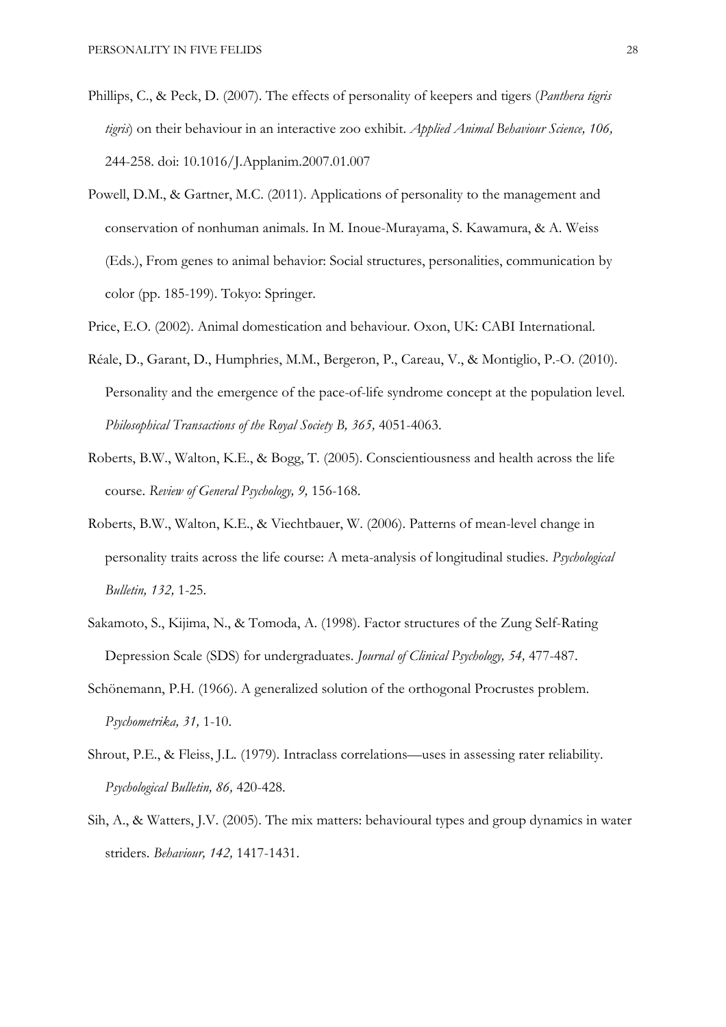Phillips, C., & Peck, D. (2007). The effects of personality of keepers and tigers (*Panthera tigris tigris*) on their behaviour in an interactive zoo exhibit. *Applied Animal Behaviour Science, 106,* 244-258. doi: 10.1016/J.Applanim.2007.01.007

Powell, D.M., & Gartner, M.C. (2011). Applications of personality to the management and conservation of nonhuman animals. In M. Inoue-Murayama, S. Kawamura, & A. Weiss (Eds.), From genes to animal behavior: Social structures, personalities, communication by color (pp. 185-199). Tokyo: Springer.

Price, E.O. (2002). Animal domestication and behaviour. Oxon, UK: CABI International.

Réale, D., Garant, D., Humphries, M.M., Bergeron, P., Careau, V., & Montiglio, P.-O. (2010). Personality and the emergence of the pace-of-life syndrome concept at the population level. *Philosophical Transactions of the Royal Society B, 365,* 4051-4063.

Roberts, B.W., Walton, K.E., & Bogg, T. (2005). Conscientiousness and health across the life course. *Review of General Psychology, 9,* 156-168.

Roberts, B.W., Walton, K.E., & Viechtbauer, W. (2006). Patterns of mean-level change in personality traits across the life course: A meta-analysis of longitudinal studies. *Psychological Bulletin, 132,* 1-25.

Sakamoto, S., Kijima, N., & Tomoda, A. (1998). Factor structures of the Zung Self-Rating Depression Scale (SDS) for undergraduates. *Journal of Clinical Psychology, 54,* 477-487.

Schönemann, P.H. (1966). A generalized solution of the orthogonal Procrustes problem. *Psychometrika, 31,* 1-10.

Shrout, P.E., & Fleiss, J.L. (1979). Intraclass correlations—uses in assessing rater reliability. *Psychological Bulletin, 86,* 420-428.

Sih, A., & Watters, J.V. (2005). The mix matters: behavioural types and group dynamics in water striders. *Behaviour, 142,* 1417-1431.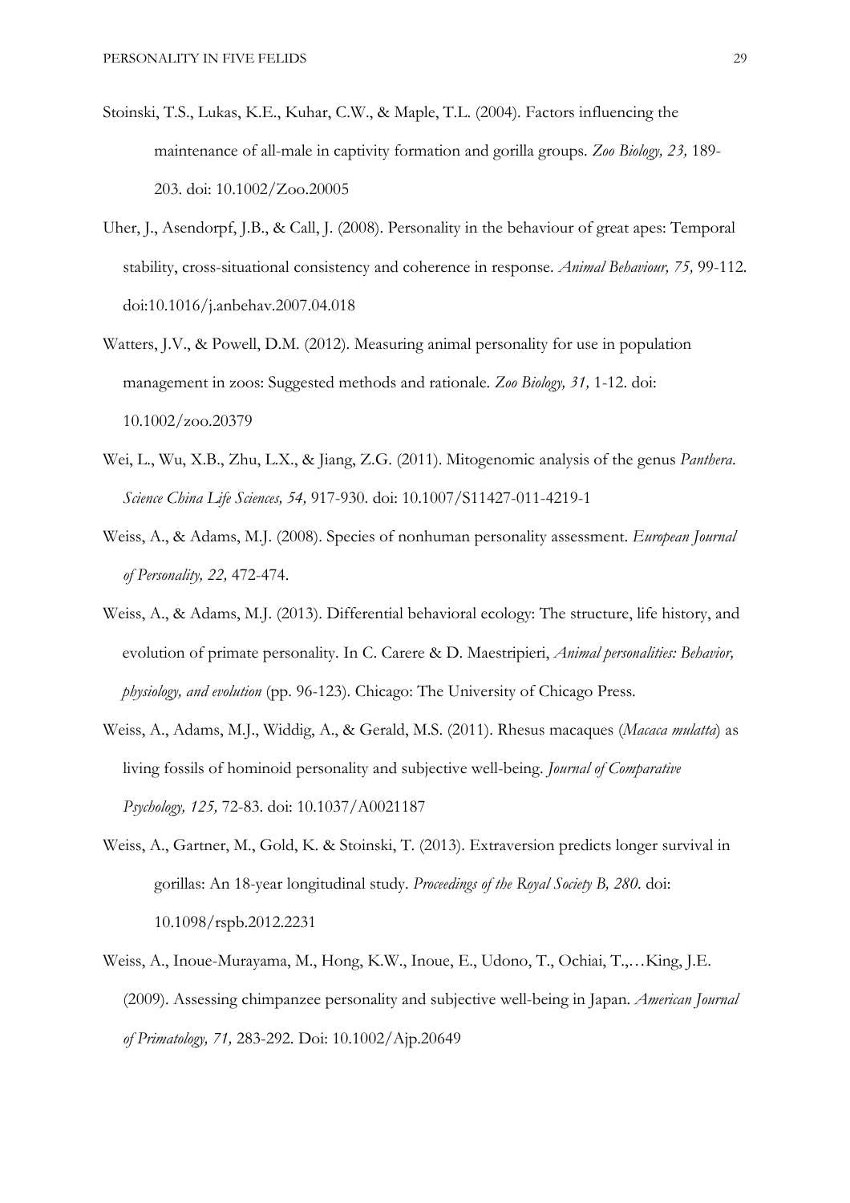Stoinski, T.S., Lukas, K.E., Kuhar, C.W., & Maple, T.L. (2004). Factors influencing the maintenance of all-male in captivity formation and gorilla groups. *Zoo Biology, 23,* 189-203. doi: 10.1002/Zoo.20005

Uher, J., Asendorpf, J.B., & Call, J. (2008). Personality in the behaviour of great apes: Temporal stability, cross-situational consistency and coherence in response. *Animal Behaviour, 75,* 99-112. doi:10.1016/j.anbehav.2007.04.018

Watters, J.V., & Powell, D.M. (2012). Measuring animal personality for use in population management in zoos: Suggested methods and rationale. *Zoo Biology, 31,* 1-12. doi: 10.1002/zoo.20379

Wei, L., Wu, X.B., Zhu, L.X., & Jiang, Z.G. (2011). Mitogenomic analysis of the genus *Panthera*. *Science China Life Sciences, 54,* 917-930. doi: 10.1007/S11427-011-4219-1

Weiss, A., & Adams, M.J. (2008). Species of nonhuman personality assessment. *European Journal of Personality, 22,* 472-474.

Weiss, A., & Adams, M.J. (2013). Differential behavioral ecology: The structure, life history, and evolution of primate personality. In C. Carere & D. Maestripieri, *Animal personalities: Behavior, physiology, and evolution* (pp. 96-123). Chicago: The University of Chicago Press.

Weiss, A., Adams, M.J., Widdig, A., & Gerald, M.S. (2011). Rhesus macaques (*Macaca mulatta*) as living fossils of hominoid personality and subjective well-being. *Journal of Comparative Psychology, 125,* 72-83. doi: 10.1037/A0021187

Weiss, A., Gartner, M., Gold, K. & Stoinski, T. (2013). Extraversion predicts longer survival in gorillas: An 18-year longitudinal study. *Proceedings of the Royal Society B, 280.* doi: 10.1098/rspb.2012.2231

Weiss, A., Inoue-Murayama, M., Hong, K.W., Inoue, E., Udono, T., Ochiai, T.,…King, J.E. (2009). Assessing chimpanzee personality and subjective well-being in Japan. *American Journal of Primatology, 71,* 283-292. Doi: 10.1002/Ajp.20649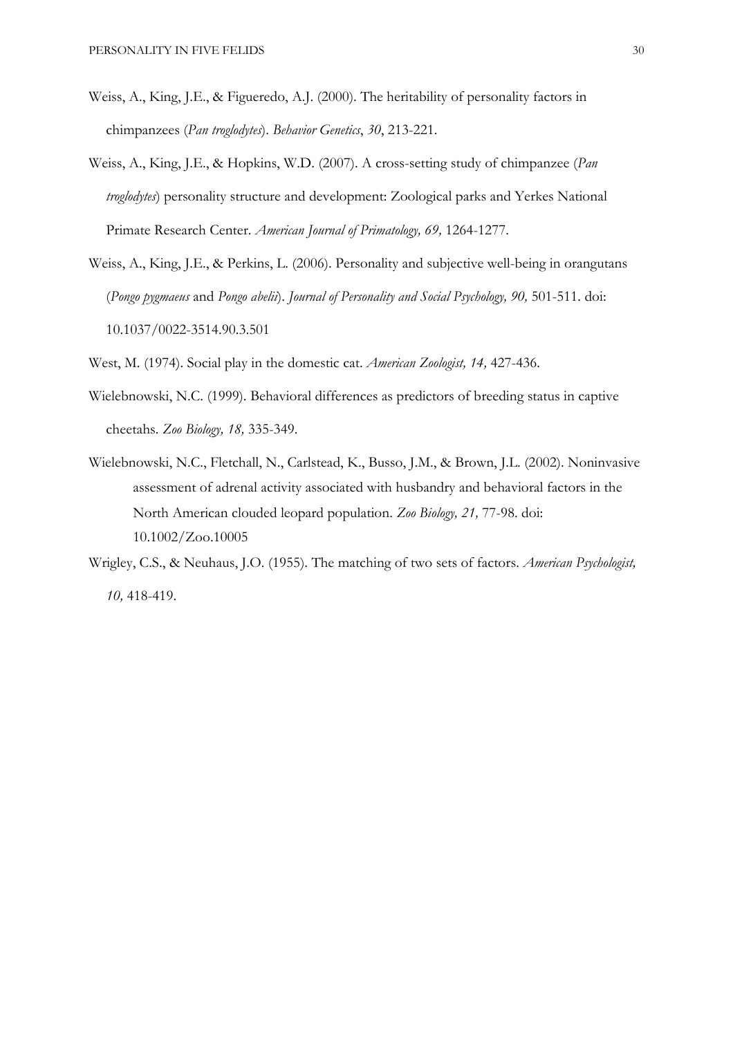Weiss, A., King, J.E., & Figueredo, A.J. (2000). The heritability of personality factors in chimpanzees (*Pan troglodytes*). *Behavior Genetics*, *30*, 213-221.

Weiss, A., King, J.E., & Hopkins, W.D. (2007). A cross-setting study of chimpanzee (*Pan troglodytes*) personality structure and development: Zoological parks and Yerkes National Primate Research Center. *American Journal of Primatology, 69,* 1264-1277.

Weiss, A., King, J.E., & Perkins, L. (2006). Personality and subjective well-being in orangutans (*Pongo pygmaeus* and *Pongo abelii*). *Journal of Personality and Social Psychology, 90,* 501-511. doi: 10.1037/0022-3514.90.3.501

West, M. (1974). Social play in the domestic cat. *American Zoologist, 14,* 427-436.

Wielebnowski, N.C. (1999). Behavioral differences as predictors of breeding status in captive cheetahs. *Zoo Biology, 18,* 335-349.

Wielebnowski, N.C., Fletchall, N., Carlstead, K., Busso, J.M., & Brown, J.L. (2002). Noninvasive assessment of adrenal activity associated with husbandry and behavioral factors in the North American clouded leopard population. *Zoo Biology, 21,* 77-98. doi: 10.1002/Zoo.10005

Wrigley, C.S., & Neuhaus, J.O. (1955). The matching of two sets of factors. *American Psychologist, 10,* 418-419.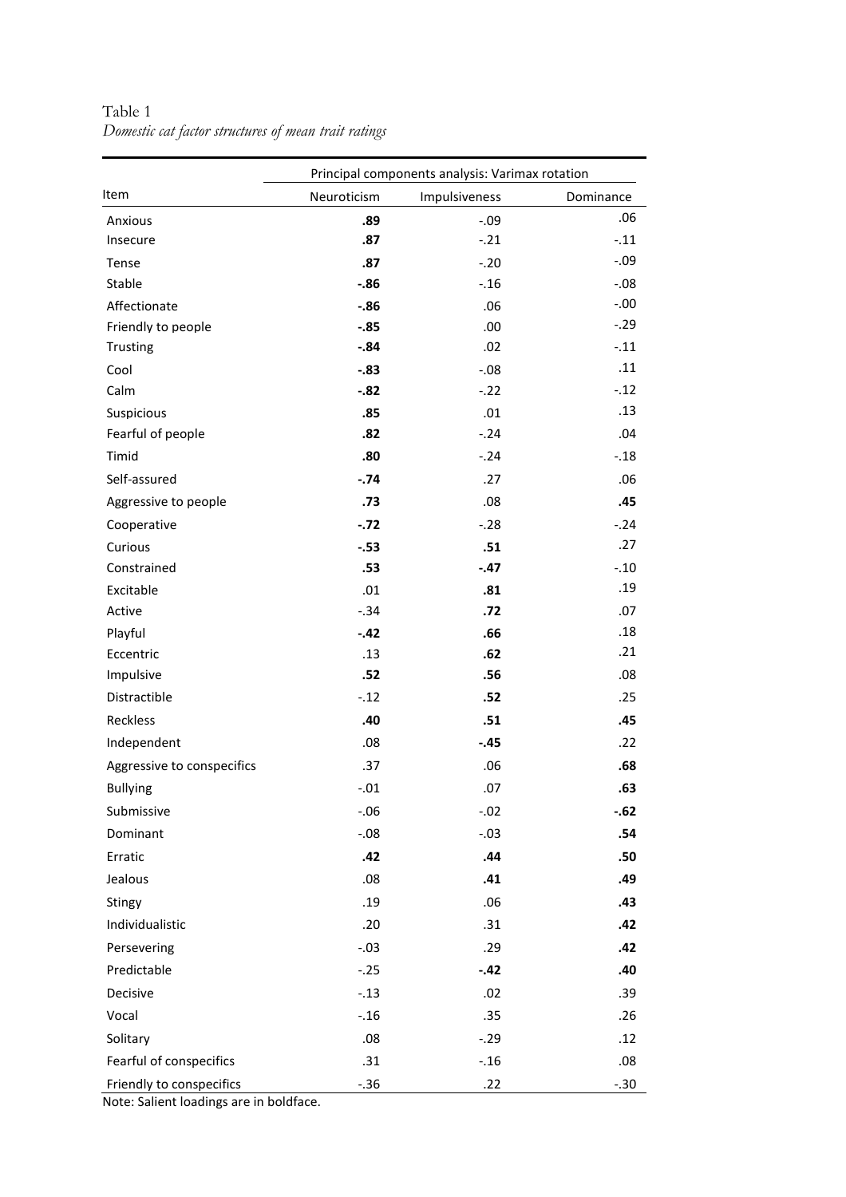Table 1

*Domestic cat factor structures of mean trait ratings*

| Item | Principal components analysis: Varimax rotation | | |
|---|---|---|---|
| | Neuroticism | Impulsiveness | Dominance |
| Anxious | **.89** | -.09 | .06 |
| Insecure | **.87** | -.21 | -.11 |
| Tense | **.87** | -.20 | -.09 |
| Stable | **-.86** | -.16 | -.08 |
| Affectionate | **-.86** | .06 | -.00 |
| Friendly to people | **-.85** | .00 | -.29 |
| Trusting | **-.84** | .02 | -.11 |
| Cool | **-.83** | -.08 | .11 |
| Calm | **-.82** | -.22 | -.12 |
| Suspicious | **.85** | .01 | .13 |
| Fearful of people | **.82** | -.24 | .04 |
| Timid | **.80** | -.24 | -.18 |
| Self-assured | **-.74** | .27 | .06 |
| Aggressive to people | **.73** | .08 | **.45** |
| Cooperative | **-.72** | -.28 | -.24 |
| Curious | **-.53** | **.51** | .27 |
| Constrained | **.53** | **-.47** | -.10 |
| Excitable | .01 | **.81** | .19 |
| Active | -.34 | **.72** | .07 |
| Playful | **-.42** | **.66** | .18 |
| Eccentric | .13 | **.62** | .21 |
| Impulsive | **.52** | **.56** | .08 |
| Distractible | -.12 | **.52** | .25 |
| Reckless | **.40** | **.51** | **.45** |
| Independent | .08 | **-.45** | .22 |
| Aggressive to conspecifics | .37 | .06 | **.68** |
| Bullying | -.01 | .07 | **.63** |
| Submissive | -.06 | -.02 | **-.62** |
| Dominant | -.08 | -.03 | **.54** |
| Erratic | **.42** | **.44** | **.50** |
| Jealous | .08 | **.41** | **.49** |
| Stingy | .19 | .06 | **.43** |
| Individualistic | .20 | .31 | **.42** |
| Persevering | -.03 | .29 | **.42** |
| Predictable | -.25 | **-.42** | **.40** |
| Decisive | -.13 | .02 | .39 |
| Vocal | -.16 | .35 | .26 |
| Solitary | .08 | -.29 | .12 |
| Fearful of conspecifics | .31 | -.16 | .08 |
| Friendly to conspecifics | -.36 | .22 | -.30 |

Note: Salient loadings are in boldface.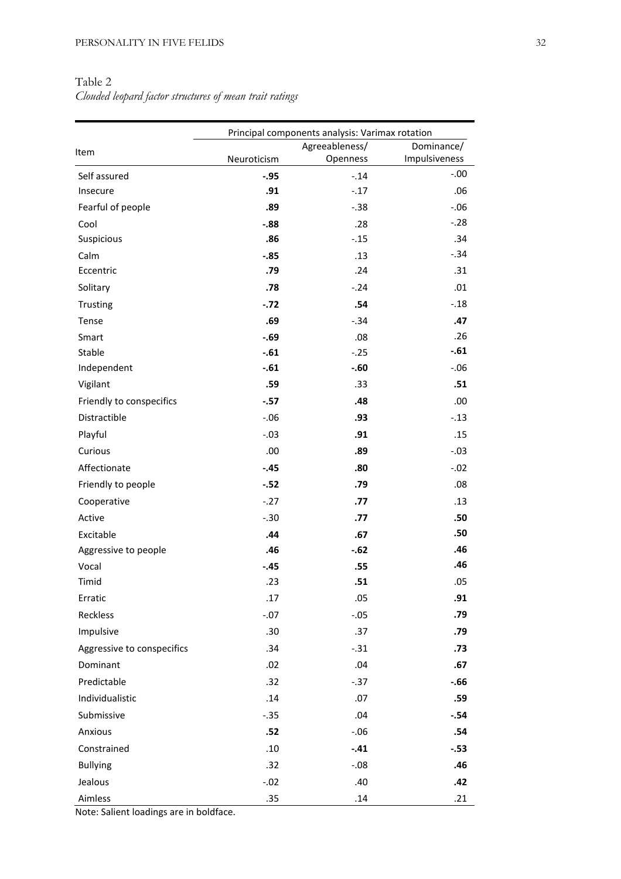Table 2

*Clouded leopard factor structures of mean trait ratings*

| Item | Principal components analysis: Varimax rotation | | |
|---|---|---|---|
| | Neuroticism | Agreeableness/ Openness | Dominance/ Impulsiveness |
| Self assured | **-.95** | -.14 | -.00 |
| Insecure | **.91** | -.17 | .06 |
| Fearful of people | **.89** | -.38 | -.06 |
| Cool | **-.88** | .28 | -.28 |
| Suspicious | **.86** | -.15 | .34 |
| Calm | **-.85** | .13 | -.34 |
| Eccentric | **.79** | .24 | .31 |
| Solitary | **.78** | -.24 | .01 |
| Trusting | **-.72** | **.54** | -.18 |
| Tense | **.69** | -.34 | **.47** |
| Smart | **-.69** | .08 | .26 |
| Stable | **-.61** | -.25 | **-.61** |
| Independent | **-.61** | **-.60** | -.06 |
| Vigilant | **.59** | .33 | **.51** |
| Friendly to conspecifics | **-.57** | **.48** | .00 |
| Distractible | -.06 | **.93** | -.13 |
| Playful | -.03 | **.91** | .15 |
| Curious | .00 | **.89** | -.03 |
| Affectionate | **-.45** | **.80** | -.02 |
| Friendly to people | **-.52** | **.79** | .08 |
| Cooperative | -.27 | **.77** | .13 |
| Active | -.30 | **.77** | **.50** |
| Excitable | **.44** | **.67** | **.50** |
| Aggressive to people | **.46** | **-.62** | **.46** |
| Vocal | **-.45** | **.55** | **.46** |
| Timid | .23 | **.51** | .05 |
| Erratic | .17 | .05 | **.91** |
| Reckless | -.07 | -.05 | **.79** |
| Impulsive | .30 | .37 | **.79** |
| Aggressive to conspecifics | .34 | -.31 | **.73** |
| Dominant | .02 | .04 | **.67** |
| Predictable | .32 | -.37 | **-.66** |
| Individualistic | .14 | .07 | **.59** |
| Submissive | -.35 | .04 | **-.54** |
| Anxious | **.52** | -.06 | **.54** |
| Constrained | .10 | **-.41** | **-.53** |
| Bullying | .32 | -.08 | **.46** |
| Jealous | -.02 | .40 | **.42** |
| Aimless | .35 | .14 | .21 |

Note: Salient loadings are in boldface.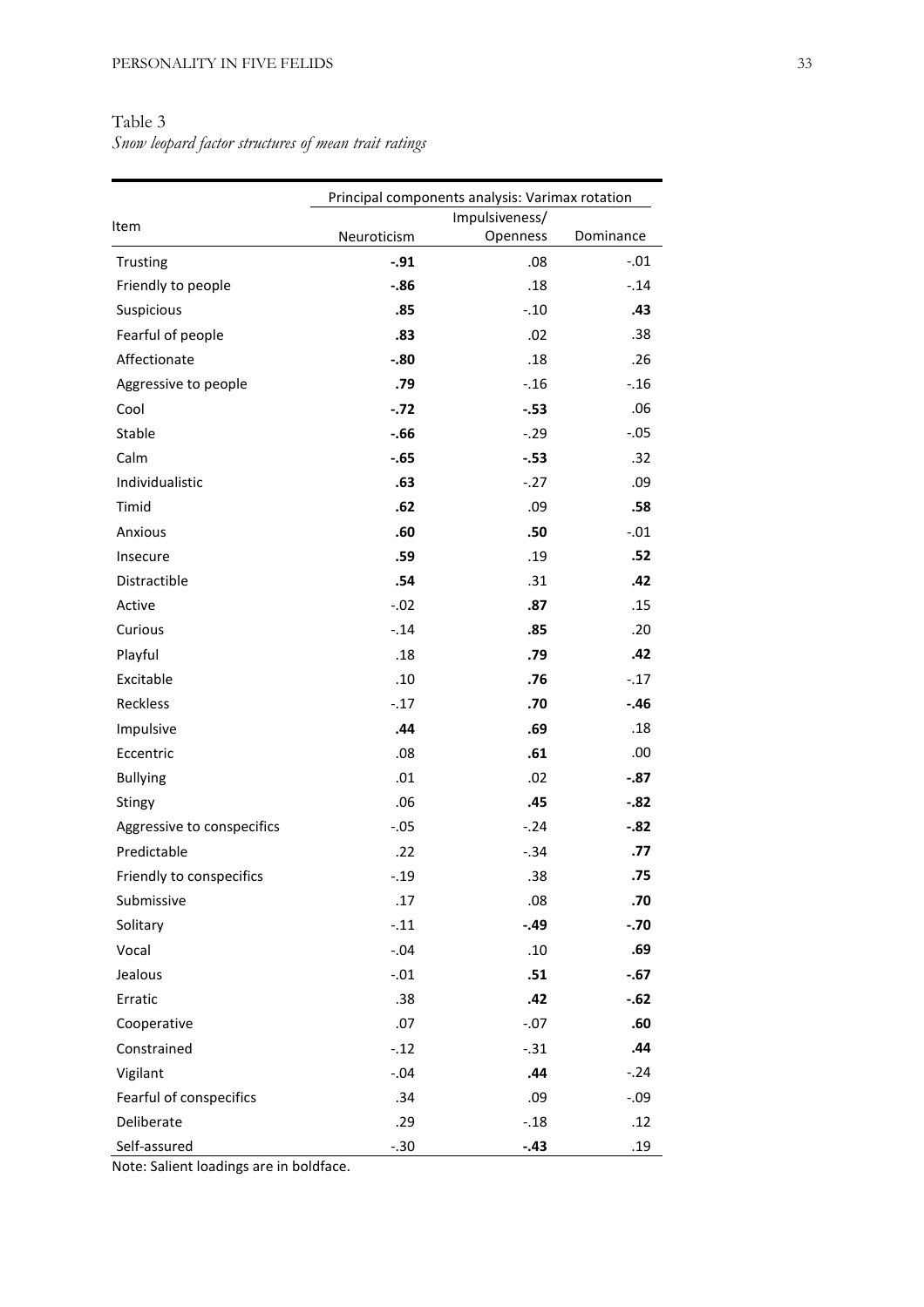Table 3

*Snow leopard factor structures of mean trait ratings*

| Item | Principal components analysis: Varimax rotation | | |
|---|---|---|---|
| | Neuroticism | Impulsiveness/ Openness | Dominance |
| Trusting | **-.91** | .08 | -.01 |
| Friendly to people | **-.86** | .18 | -.14 |
| Suspicious | **.85** | -.10 | **.43** |
| Fearful of people | **.83** | .02 | .38 |
| Affectionate | **-.80** | .18 | .26 |
| Aggressive to people | **.79** | -.16 | -.16 |
| Cool | **-.72** | **-.53** | .06 |
| Stable | **-.66** | -.29 | -.05 |
| Calm | **-.65** | **-.53** | .32 |
| Individualistic | **.63** | -.27 | .09 |
| Timid | **.62** | .09 | **.58** |
| Anxious | **.60** | **.50** | -.01 |
| Insecure | **.59** | .19 | **.52** |
| Distractible | **.54** | .31 | **.42** |
| Active | -.02 | **.87** | .15 |
| Curious | -.14 | **.85** | .20 |
| Playful | .18 | **.79** | **.42** |
| Excitable | .10 | **.76** | -.17 |
| Reckless | -.17 | **.70** | **-.46** |
| Impulsive | **.44** | **.69** | .18 |
| Eccentric | .08 | **.61** | .00 |
| Bullying | .01 | .02 | **-.87** |
| Stingy | .06 | **.45** | **-.82** |
| Aggressive to conspecifics | -.05 | -.24 | **-.82** |
| Predictable | .22 | -.34 | **.77** |
| Friendly to conspecifics | -.19 | .38 | **.75** |
| Submissive | .17 | .08 | **.70** |
| Solitary | -.11 | **-.49** | **-.70** |
| Vocal | -.04 | .10 | **.69** |
| Jealous | -.01 | **.51** | **-.67** |
| Erratic | .38 | **.42** | **-.62** |
| Cooperative | .07 | -.07 | **.60** |
| Constrained | -.12 | -.31 | **.44** |
| Vigilant | -.04 | **.44** | -.24 |
| Fearful of conspecifics | .34 | .09 | -.09 |
| Deliberate | .29 | -.18 | .12 |
| Self-assured | -.30 | **-.43** | .19 |

Note: Salient loadings are in boldface.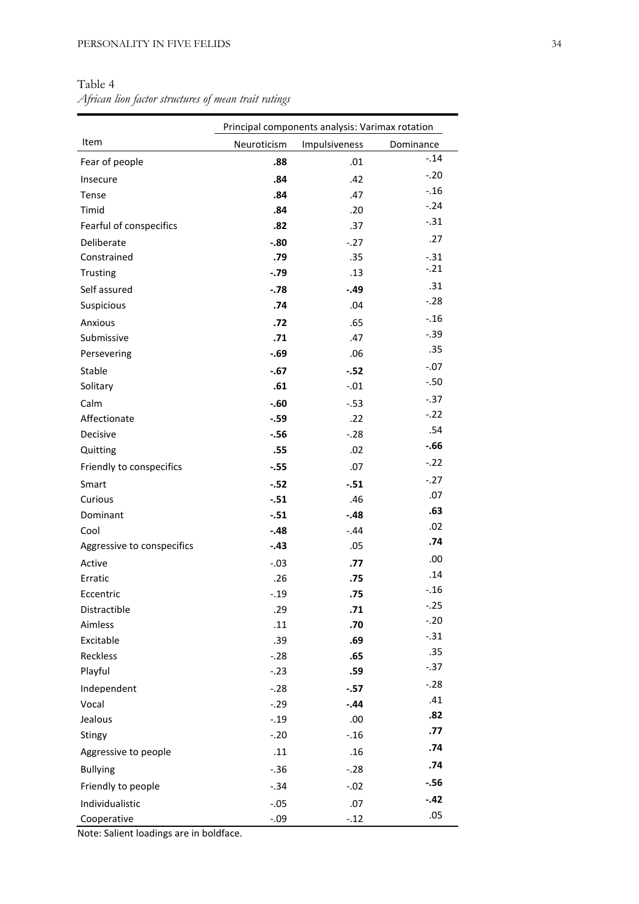Table 4

*African lion factor structures of mean trait ratings*

| Item | Principal components analysis: Varimax rotation | | |
|---|---|---|---|
| | Neuroticism | Impulsiveness | Dominance |
| Fear of people | **.88** | .01 | -.14 |
| Insecure | **.84** | .42 | -.20 |
| Tense | **.84** | .47 | -.16 |
| Timid | **.84** | .20 | -.24 |
| Fearful of conspecifics | **.82** | .37 | -.31 |
| Deliberate | **-.80** | -.27 | .27 |
| Constrained | **.79** | .35 | -.31 |
| Trusting | **-.79** | .13 | -.21 |
| Self assured | **-.78** | **-.49** | .31 |
| Suspicious | **.74** | .04 | -.28 |
| Anxious | **.72** | .65 | -.16 |
| Submissive | **.71** | .47 | -.39 |
| Persevering | **-.69** | .06 | .35 |
| Stable | **-.67** | **-.52** | -.07 |
| Solitary | **.61** | -.01 | -.50 |
| Calm | **-.60** | -.53 | -.37 |
| Affectionate | **-.59** | .22 | -.22 |
| Decisive | **-.56** | -.28 | .54 |
| Quitting | **.55** | .02 | **-.66** |
| Friendly to conspecifics | **-.55** | .07 | -.22 |
| Smart | **-.52** | **-.51** | -.27 |
| Curious | **-.51** | .46 | .07 |
| Dominant | **-.51** | **-.48** | **.63** |
| Cool | **-.48** | -.44 | .02 |
| Aggressive to conspecifics | **-.43** | .05 | **.74** |
| Active | -.03 | **.77** | .00 |
| Erratic | .26 | **.75** | .14 |
| Eccentric | -.19 | **.75** | -.16 |
| Distractible | .29 | **.71** | -.25 |
| Aimless | .11 | **.70** | -.20 |
| Excitable | .39 | **.69** | -.31 |
| Reckless | -.28 | **.65** | .35 |
| Playful | -.23 | **.59** | -.37 |
| Independent | -.28 | **-.57** | -.28 |
| Vocal | -.29 | **-.44** | .41 |
| Jealous | -.19 | .00 | **.82** |
| Stingy | -.20 | -.16 | **.77** |
| Aggressive to people | .11 | .16 | **.74** |
| Bullying | -.36 | -.28 | **.74** |
| Friendly to people | -.34 | -.02 | **-.56** |
| Individualistic | -.05 | .07 | **-.42** |
| Cooperative | -.09 | -.12 | .05 |

Note: Salient loadings are in boldface.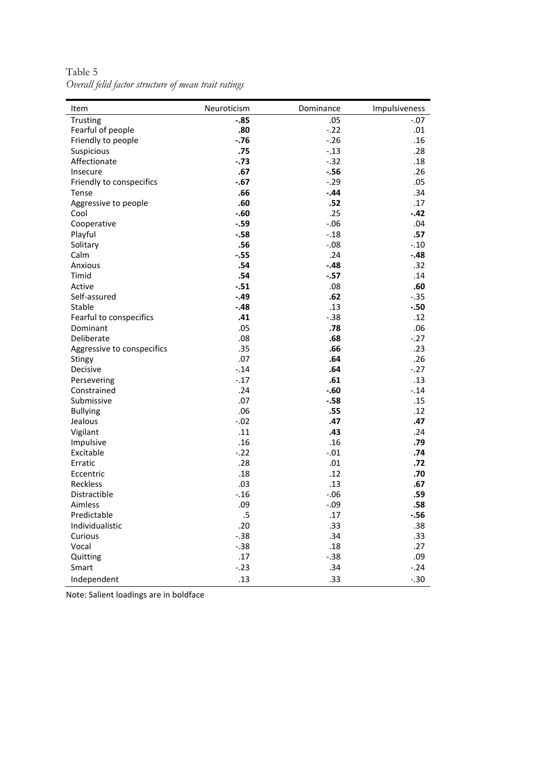Table 5

*Overall felid factor structure of mean trait ratings*

| Item | Neuroticism | Dominance | Impulsiveness |
|---|---|---|---|
| Trusting | **-.85** | .05 | -.07 |
| Fearful of people | **.80** | -.22 | .01 |
| Friendly to people | **-.76** | -.26 | .16 |
| Suspicious | **.75** | -.13 | .28 |
| Affectionate | **-.73** | -.32 | .18 |
| Insecure | **.67** | **-.56** | .26 |
| Friendly to conspecifics | **-.67** | -.29 | .05 |
| Tense | **.66** | **-.44** | .34 |
| Aggressive to people | **.60** | **.52** | .17 |
| Cool | **-.60** | .25 | **-.42** |
| Cooperative | **-.59** | -.06 | .04 |
| Playful | **-.58** | -.18 | **.57** |
| Solitary | **.56** | -.08 | -.10 |
| Calm | **-.55** | .24 | **-.48** |
| Anxious | **.54** | **-.48** | .32 |
| Timid | **.54** | **-.57** | .14 |
| Active | **-.51** | .08 | **.60** |
| Self-assured | **-.49** | **.62** | -.35 |
| Stable | **-.48** | .13 | **-.50** |
| Fearful to conspecifics | **.41** | -.38 | .12 |
| Dominant | .05 | **.78** | .06 |
| Deliberate | .08 | **.68** | -.27 |
| Aggressive to conspecifics | .35 | **.66** | .23 |
| Stingy | .07 | **.64** | .26 |
| Decisive | -.14 | **.64** | -.27 |
| Persevering | -.17 | **.61** | .13 |
| Constrained | .24 | **-.60** | -.14 |
| Submissive | .07 | **-.58** | .15 |
| Bullying | .06 | **.55** | .12 |
| Jealous | -.02 | **.47** | **.47** |
| Vigilant | .11 | **.43** | .24 |
| Impulsive | .16 | .16 | **.79** |
| Excitable | -.22 | -.01 | **.74** |
| Erratic | .28 | .01 | **.72** |
| Eccentric | .18 | .12 | **.70** |
| Reckless | .03 | .13 | **.67** |
| Distractible | -.16 | -.06 | **.59** |
| Aimless | .09 | -.09 | **.58** |
| Predictable | .5 | .17 | **-.56** |
| Individualistic | .20 | .33 | .38 |
| Curious | -.38 | .34 | .33 |
| Vocal | -.38 | .18 | .27 |
| Quitting | .17 | -.38 | .09 |
| Smart | -.23 | .34 | -.24 |
| Independent | .13 | .33 | -.30 |

Note: Salient loadings are in boldface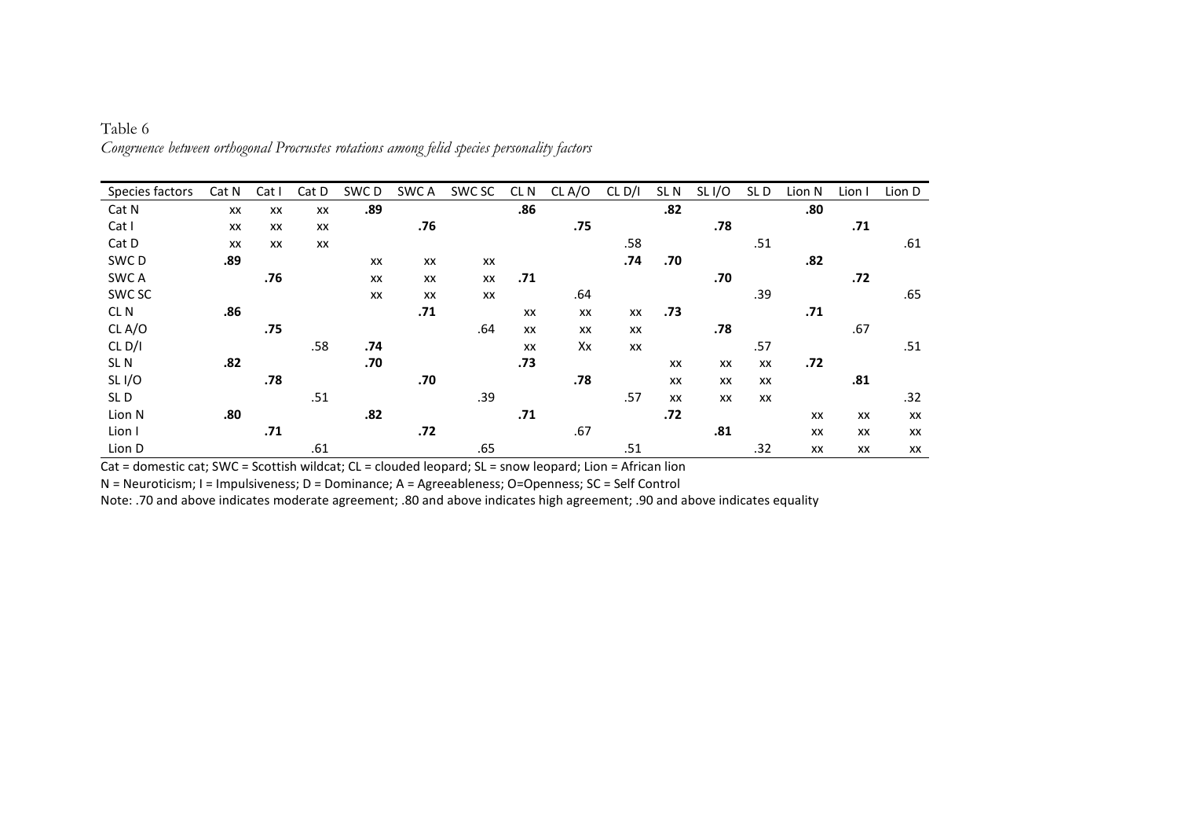Table 6

*Congruence between orthogonal Procrustes rotations among felid species personality factors*

| Species factors | Cat N | Cat I | Cat D | SWC D | SWC A | SWC SC | CL N | CL A/O | CL D/I | SL N | SL I/O | SL D | Lion N | Lion I | Lion D |
|---|---|---|---|---|---|---|---|---|---|---|---|---|---|---|---|
| Cat N | xx | xx | xx | **.89** | | | **.86** | | | **.82** | | | **.80** | | |
| Cat I | xx | xx | xx | | **.76** | | | **.75** | | | **.78** | | | **.71** | |
| Cat D | xx | xx | xx | | | | | | .58 | | | .51 | | | .61 |
| SWC D | **.89** | | | xx | xx | xx | | | **.74** | **.70** | | | **.82** | | |
| SWC A | | **.76** | | xx | xx | xx | **.71** | | | | **.70** | | | **.72** | |
| SWC SC | | | | xx | xx | xx | | .64 | | | | .39 | | | .65 |
| CL N | **.86** | | | | **.71** | | xx | xx | xx | **.73** | | | **.71** | | |
| CL A/O | | **.75** | | | | .64 | xx | xx | xx | | **.78** | | | .67 | |
| CL D/I | | | .58 | **.74** | | | xx | Xx | xx | | | .57 | | | .51 |
| SL N | **.82** | | | **.70** | | | **.73** | | | xx | xx | xx | **.72** | | |
| SL I/O | | **.78** | | | **.70** | | | **.78** | | xx | xx | xx | | **.81** | |
| SL D | | | .51 | | | .39 | | | .57 | xx | xx | xx | | | .32 |
| Lion N | **.80** | | | **.82** | | | **.71** | | | **.72** | | | xx | xx | xx |
| Lion I | | **.71** | | | **.72** | | | .67 | | | **.81** | | xx | xx | xx |
| Lion D | | | .61 | | | .65 | | | .51 | | | .32 | xx | xx | xx |

Cat = domestic cat; SWC = Scottish wildcat; CL = clouded leopard; SL = snow leopard; Lion = African lion

N = Neuroticism; I = Impulsiveness; D = Dominance; A = Agreeableness; O=Openness; SC = Self Control

Note: .70 and above indicates moderate agreement; .80 and above indicates high agreement; .90 and above indicates equality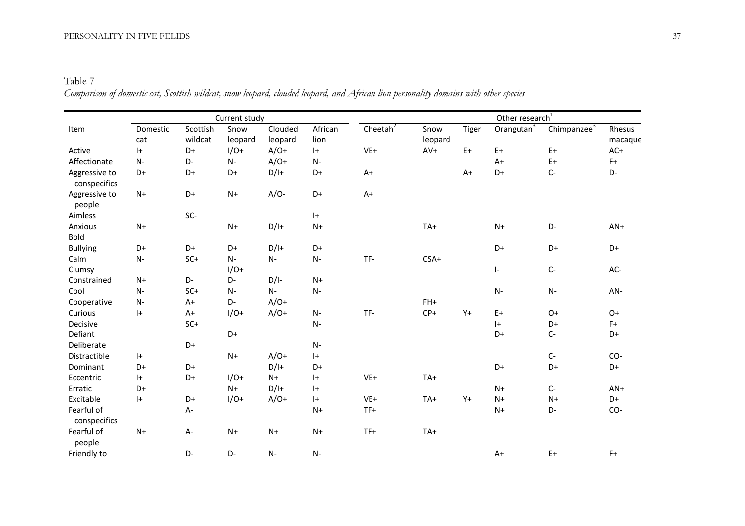Table 7

*Comparison of domestic cat, Scottish wildcat, snow leopard, clouded leopard, and African lion personality domains with other species*

| | Current study | | | | | Other research[1] | | | | | |
|---|---|---|---|---|---|---|---|---|---|---|---|
| Item | Domestic cat | Scottish wildcat | Snow leopard | Clouded leopard | African lion | Cheetah[2] | Snow leopard | Tiger | Orangutan[3] | Chimpanzee[3] | Rhesus macaque |
| Active | I+ | D+ | I/O+ | A/O+ | I+ | VE+ | AV+ | E+ | E+ | E+ | AC+ |
| Affectionate | N- | D- | N- | A/O+ | N- | | | | A+ | E+ | F+ |
| Aggressive to conspecifics | D+ | D+ | D+ | D/I+ | D+ | A+ | | A+ | D+ | C- | D- |
| Aggressive to people | N+ | D+ | N+ | A/O- | D+ | A+ | | | | | |
| Aimless | | SC- | | | I+ | | | | | | |
| Anxious | N+ | | N+ | D/I+ | N+ | | TA+ | | N+ | D- | AN+ |
| Bold | | | | | | | | | | | |
| Bullying | D+ | D+ | D+ | D/I+ | D+ | | | | D+ | D+ | D+ |
| Calm | N- | SC+ | N- | N- | N- | TF- | CSA+ | | | | |
| Clumsy | | | I/O+ | | | | | | I- | C- | AC- |
| Constrained | N+ | D- | D- | D/I- | N+ | | | | | | |
| Cool | N- | SC+ | N- | N- | N- | | | | N- | N- | AN- |
| Cooperative | N- | A+ | D- | A/O+ | | | FH+ | | | | |
| Curious | I+ | A+ | I/O+ | A/O+ | N- | TF- | CP+ | Y+ | E+ | O+ | O+ |
| Decisive | | SC+ | | | N- | | | | I+ | D+ | F+ |
| Defiant | | | D+ | | | | | | D+ | C- | D+ |
| Deliberate | | D+ | | | N- | | | | | | |
| Distractible | I+ | | N+ | A/O+ | I+ | | | | | C- | CO- |
| Dominant | D+ | D+ | | D/I+ | D+ | | | | D+ | D+ | D+ |
| Eccentric | I+ | D+ | I/O+ | N+ | I+ | VE+ | TA+ | | | | |
| Erratic | D+ | | N+ | D/I+ | I+ | | | | N+ | C- | AN+ |
| Excitable | I+ | D+ | I/O+ | A/O+ | I+ | VE+ | TA+ | Y+ | N+ | N+ | D+ |
| Fearful of conspecifics | | A- | | | N+ | TF+ | | | N+ | D- | CO- |
| Fearful of people | N+ | A- | N+ | N+ | N+ | TF+ | TA+ | | | | |
| Friendly to | | D- | D- | N- | N- | | | | A+ | E+ | F+ |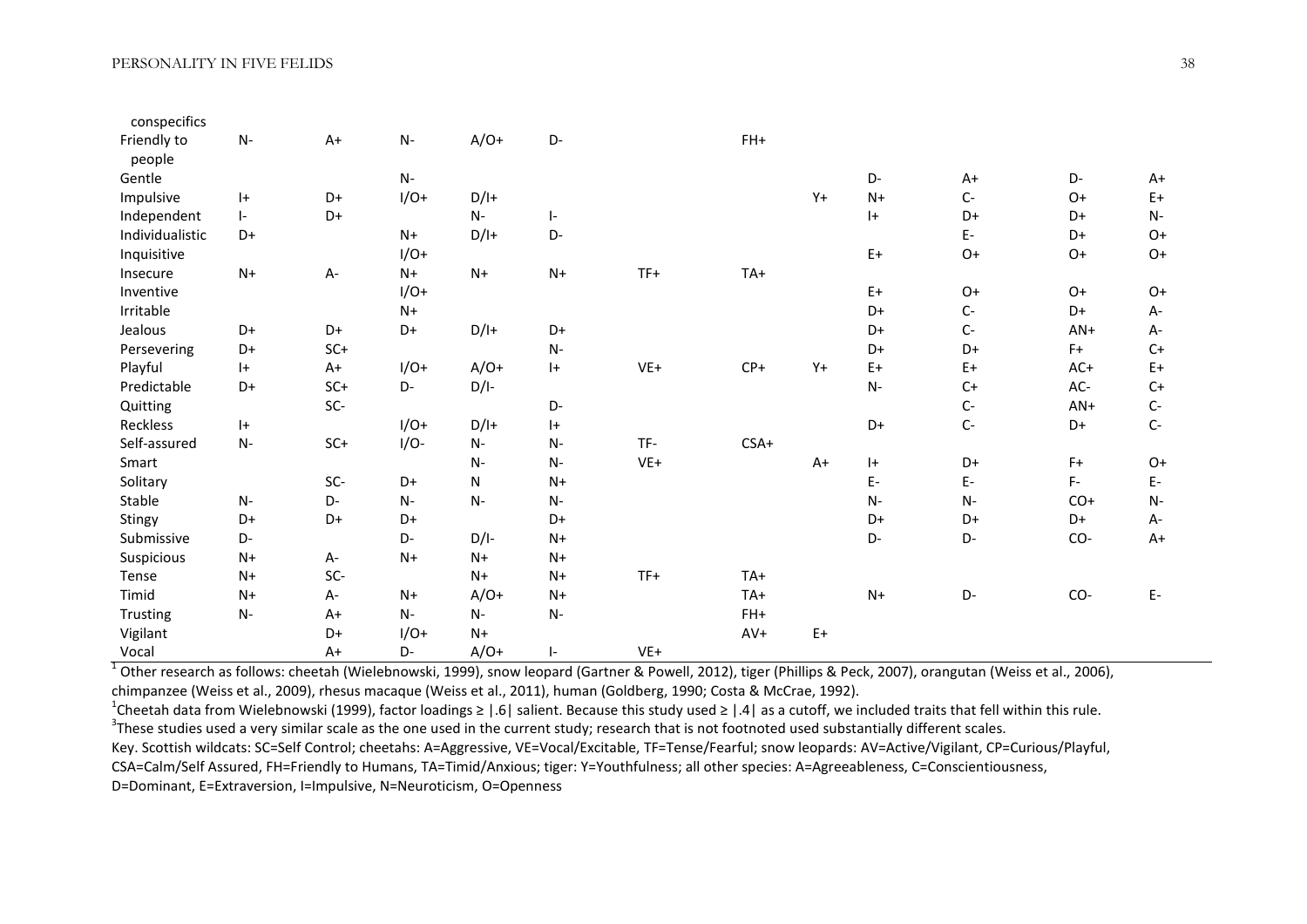| | | | | | | | | | | | | |
|---|---|---|---|---|---|---|---|---|---|---|---|---|
| conspecifics | | | | | | | | | | | | |
| Friendly to people | N- | A+ | N- | A/O+ | D- | | FH+ | | | | | |
| Gentle | | | N- | | | | | | D- | A+ | D- | A+ |
| Impulsive | I+ | D+ | I/O+ | D/I+ | | | | Y+ | N+ | C- | O+ | E+ |
| Independent | I- | D+ | | N- | I- | | | | I+ | D+ | D+ | N- |
| Individualistic | D+ | | N+ | D/I+ | D- | | | | | E- | D+ | O+ |
| Inquisitive | | | I/O+ | | | | | | E+ | O+ | O+ | O+ |
| Insecure | N+ | A- | N+ | N+ | N+ | TF+ | TA+ | | | | | |
| Inventive | | | I/O+ | | | | | | E+ | O+ | O+ | O+ |
| Irritable | | | N+ | | | | | | D+ | C- | D+ | A- |
| Jealous | D+ | D+ | D+ | D/I+ | D+ | | | | D+ | C- | AN+ | A- |
| Persevering | D+ | SC+ | | | N- | | | | D+ | D+ | F+ | C+ |
| Playful | I+ | A+ | I/O+ | A/O+ | I+ | VE+ | CP+ | Y+ | E+ | E+ | AC+ | E+ |
| Predictable | D+ | SC+ | D- | D/I- | | | | | N- | C+ | AC- | C+ |
| Quitting | | SC- | | | D- | | | | | C- | AN+ | C- |
| Reckless | I+ | | I/O+ | D/I+ | I+ | | | | D+ | C- | D+ | C- |
| Self-assured | N- | SC+ | I/O- | N- | N- | TF- | CSA+ | | | | | |
| Smart | | | | N- | N- | VE+ | | A+ | I+ | D+ | F+ | O+ |
| Solitary | | SC- | D+ | N | N+ | | | | E- | E- | F- | E- |
| Stable | N- | D- | N- | N- | N- | | | | N- | N- | CO+ | N- |
| Stingy | D+ | D+ | D+ | | D+ | | | | D+ | D+ | D+ | A- |
| Submissive | D- | | D- | D/I- | N+ | | | | D- | D- | CO- | A+ |
| Suspicious | N+ | A- | N+ | N+ | N+ | | | | | | | |
| Tense | N+ | SC- | | N+ | N+ | TF+ | TA+ | | | | | |
| Timid | N+ | A- | N+ | A/O+ | N+ | | TA+ | | N+ | D- | CO- | E- |
| Trusting | N- | A+ | N- | N- | N- | | FH+ | | | | | |
| Vigilant | | D+ | I/O+ | N+ | | | AV+ | E+ | | | | |
| Vocal | | A+ | D- | A/O+ | I- | VE+ | | | | | | |

[1] Other research as follows: cheetah (Wielebnowski, 1999), snow leopard (Gartner & Powell, 2012), tiger (Phillips & Peck, 2007), orangutan (Weiss et al., 2006), chimpanzee (Weiss et al., 2009), rhesus macaque (Weiss et al., 2011), human (Goldberg, 1990; Costa & McCrae, 1992).

[1]Cheetah data from Wielebnowski (1999), factor loadings ≥ |.6| salient. Because this study used ≥ |.4| as a cutoff, we included traits that fell within this rule.

[3]These studies used a very similar scale as the one used in the current study; research that is not footnoted used substantially different scales.

Key. Scottish wildcats: SC=Self Control; cheetahs: A=Aggressive, VE=Vocal/Excitable, TF=Tense/Fearful; snow leopards: AV=Active/Vigilant, CP=Curious/Playful, CSA=Calm/Self Assured, FH=Friendly to Humans, TA=Timid/Anxious; tiger: Y=Youthfulness; all other species: A=Agreeableness, C=Conscientiousness, D=Dominant, E=Extraversion, I=Impulsive, N=Neuroticism, O=Openness